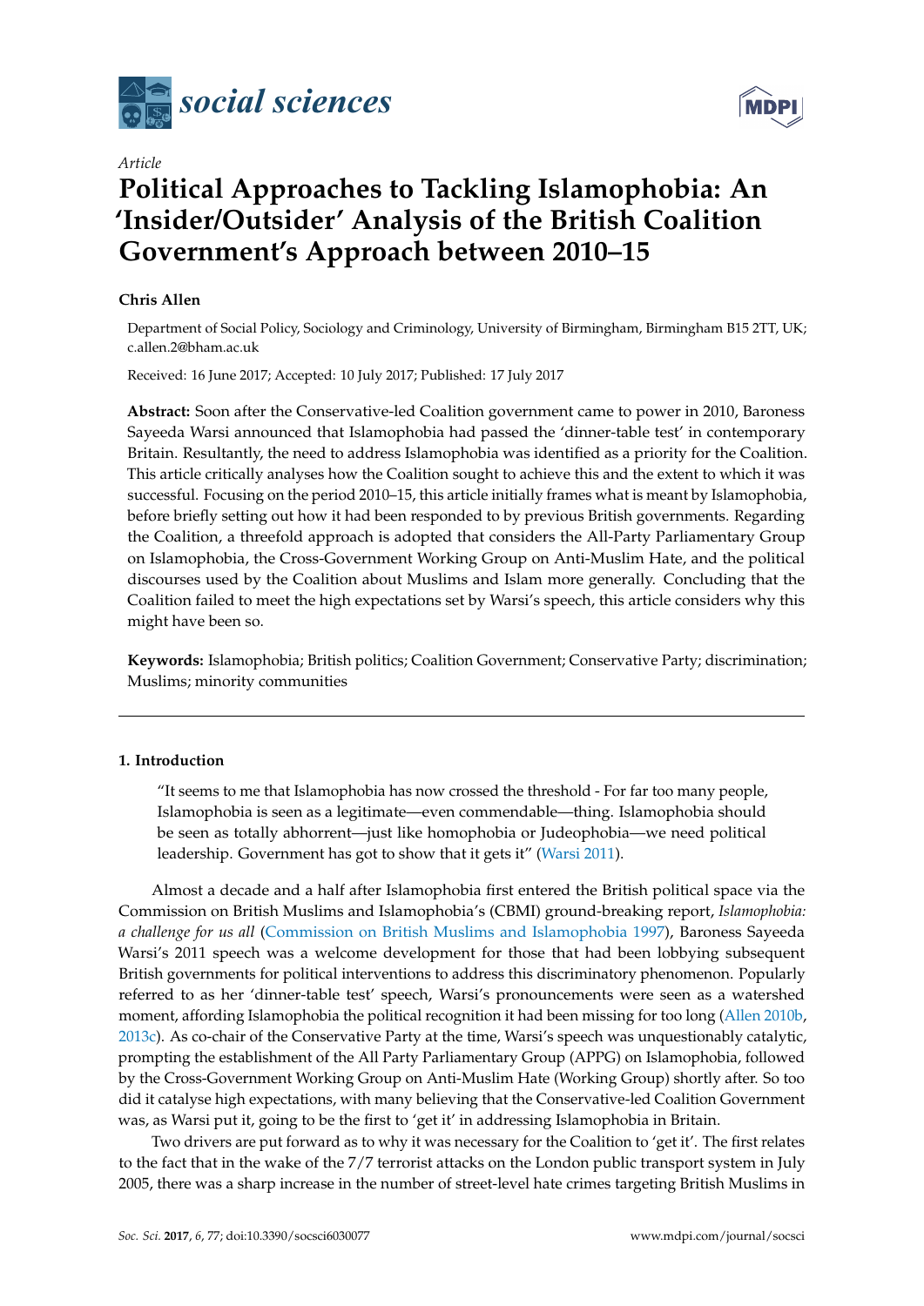*Article*

# Political Approaches to Tackling Islamophobia: An 'Insider/Outsider' Analysis of the British Coalition Government's Approach between 2010–15

**Chris Allen**

Department of Social Policy, Sociology and Criminology, University of Birmingham, Birmingham B15 2TT, UK; c.allen.2@bham.ac.uk

Received: 16 June 2017; Accepted: 10 July 2017; Published: 17 July 2017

**Abstract:** Soon after the Conservative-led Coalition government came to power in 2010, Baroness Sayeeda Warsi announced that Islamophobia had passed the 'dinner-table test' in contemporary Britain. Resultantly, the need to address Islamophobia was identified as a priority for the Coalition. This article critically analyses how the Coalition sought to achieve this and the extent to which it was successful. Focusing on the period 2010–15, this article initially frames what is meant by Islamophobia, before briefly setting out how it had been responded to by previous British governments. Regarding the Coalition, a threefold approach is adopted that considers the All-Party Parliamentary Group on Islamophobia, the Cross-Government Working Group on Anti-Muslim Hate, and the political discourses used by the Coalition about Muslims and Islam more generally. Concluding that the Coalition failed to meet the high expectations set by Warsi's speech, this article considers why this might have been so.

**Keywords:** Islamophobia; British politics; Coalition Government; Conservative Party; discrimination; Muslims; minority communities

## 1. Introduction

> "It seems to me that Islamophobia has now crossed the threshold - For far too many people, Islamophobia is seen as a legitimate—even commendable—thing. Islamophobia should be seen as totally abhorrent—just like homophobia or Judeophobia—we need political leadership. Government has got to show that it gets it" (Warsi 2011).

Almost a decade and a half after Islamophobia first entered the British political space via the Commission on British Muslims and Islamophobia's (CBMI) ground-breaking report, *Islamophobia: a challenge for us all* (Commission on British Muslims and Islamophobia 1997), Baroness Sayeeda Warsi's 2011 speech was a welcome development for those that had been lobbying subsequent British governments for political interventions to address this discriminatory phenomenon. Popularly referred to as her 'dinner-table test' speech, Warsi's pronouncements were seen as a watershed moment, affording Islamophobia the political recognition it had been missing for too long (Allen 2010b, 2013c). As co-chair of the Conservative Party at the time, Warsi's speech was unquestionably catalytic, prompting the establishment of the All Party Parliamentary Group (APPG) on Islamophobia, followed by the Cross-Government Working Group on Anti-Muslim Hate (Working Group) shortly after. So too did it catalyse high expectations, with many believing that the Conservative-led Coalition Government was, as Warsi put it, going to be the first to 'get it' in addressing Islamophobia in Britain.

Two drivers are put forward as to why it was necessary for the Coalition to 'get it'. The first relates to the fact that in the wake of the 7/7 terrorist attacks on the London public transport system in July 2005, there was a sharp increase in the number of street-level hate crimes targeting British Muslims in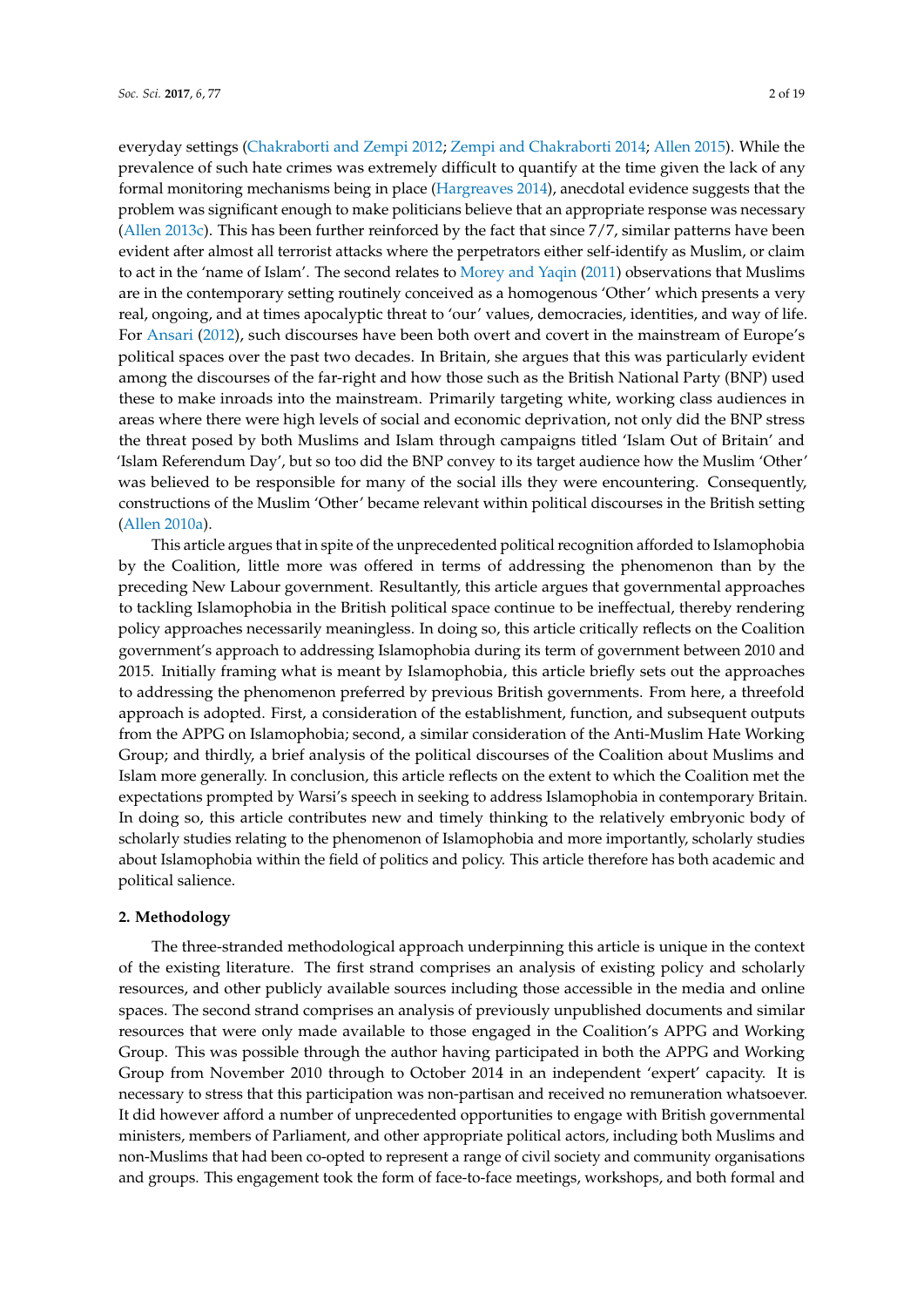everyday settings (Chakraborti and Zempi 2012; Zempi and Chakraborti 2014; Allen 2015). While the prevalence of such hate crimes was extremely difficult to quantify at the time given the lack of any formal monitoring mechanisms being in place (Hargreaves 2014), anecdotal evidence suggests that the problem was significant enough to make politicians believe that an appropriate response was necessary (Allen 2013c). This has been further reinforced by the fact that since 7/7, similar patterns have been evident after almost all terrorist attacks where the perpetrators either self-identify as Muslim, or claim to act in the 'name of Islam'. The second relates to Morey and Yaqin (2011) observations that Muslims are in the contemporary setting routinely conceived as a homogenous 'Other' which presents a very real, ongoing, and at times apocalyptic threat to 'our' values, democracies, identities, and way of life. For Ansari (2012), such discourses have been both overt and covert in the mainstream of Europe's political spaces over the past two decades. In Britain, she argues that this was particularly evident among the discourses of the far-right and how those such as the British National Party (BNP) used these to make inroads into the mainstream. Primarily targeting white, working class audiences in areas where there were high levels of social and economic deprivation, not only did the BNP stress the threat posed by both Muslims and Islam through campaigns titled 'Islam Out of Britain' and 'Islam Referendum Day', but so too did the BNP convey to its target audience how the Muslim 'Other' was believed to be responsible for many of the social ills they were encountering. Consequently, constructions of the Muslim 'Other' became relevant within political discourses in the British setting (Allen 2010a).

This article argues that in spite of the unprecedented political recognition afforded to Islamophobia by the Coalition, little more was offered in terms of addressing the phenomenon than by the preceding New Labour government. Resultantly, this article argues that governmental approaches to tackling Islamophobia in the British political space continue to be ineffectual, thereby rendering policy approaches necessarily meaningless. In doing so, this article critically reflects on the Coalition government's approach to addressing Islamophobia during its term of government between 2010 and 2015. Initially framing what is meant by Islamophobia, this article briefly sets out the approaches to addressing the phenomenon preferred by previous British governments. From here, a threefold approach is adopted. First, a consideration of the establishment, function, and subsequent outputs from the APPG on Islamophobia; second, a similar consideration of the Anti-Muslim Hate Working Group; and thirdly, a brief analysis of the political discourses of the Coalition about Muslims and Islam more generally. In conclusion, this article reflects on the extent to which the Coalition met the expectations prompted by Warsi's speech in seeking to address Islamophobia in contemporary Britain. In doing so, this article contributes new and timely thinking to the relatively embryonic body of scholarly studies relating to the phenomenon of Islamophobia and more importantly, scholarly studies about Islamophobia within the field of politics and policy. This article therefore has both academic and political salience.

## 2. Methodology

The three-stranded methodological approach underpinning this article is unique in the context of the existing literature. The first strand comprises an analysis of existing policy and scholarly resources, and other publicly available sources including those accessible in the media and online spaces. The second strand comprises an analysis of previously unpublished documents and similar resources that were only made available to those engaged in the Coalition's APPG and Working Group. This was possible through the author having participated in both the APPG and Working Group from November 2010 through to October 2014 in an independent 'expert' capacity. It is necessary to stress that this participation was non-partisan and received no remuneration whatsoever. It did however afford a number of unprecedented opportunities to engage with British governmental ministers, members of Parliament, and other appropriate political actors, including both Muslims and non-Muslims that had been co-opted to represent a range of civil society and community organisations and groups. This engagement took the form of face-to-face meetings, workshops, and both formal and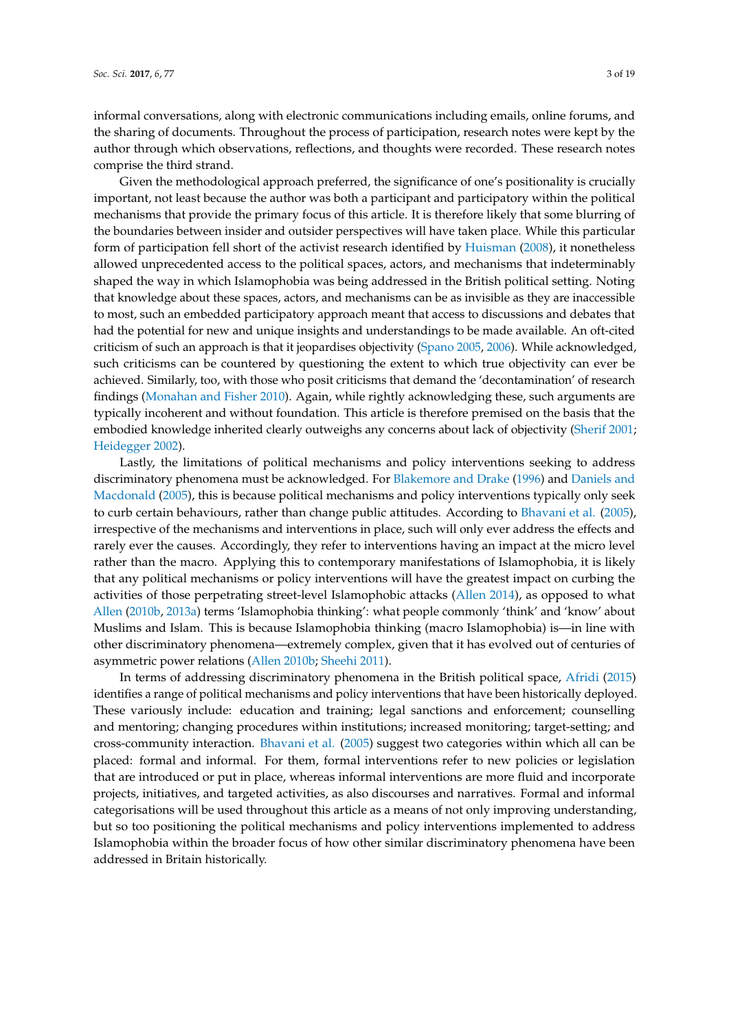informal conversations, along with electronic communications including emails, online forums, and the sharing of documents. Throughout the process of participation, research notes were kept by the author through which observations, reflections, and thoughts were recorded. These research notes comprise the third strand.

Given the methodological approach preferred, the significance of one's positionality is crucially important, not least because the author was both a participant and participatory within the political mechanisms that provide the primary focus of this article. It is therefore likely that some blurring of the boundaries between insider and outsider perspectives will have taken place. While this particular form of participation fell short of the activist research identified by Huisman (2008), it nonetheless allowed unprecedented access to the political spaces, actors, and mechanisms that indeterminably shaped the way in which Islamophobia was being addressed in the British political setting. Noting that knowledge about these spaces, actors, and mechanisms can be as invisible as they are inaccessible to most, such an embedded participatory approach meant that access to discussions and debates that had the potential for new and unique insights and understandings to be made available. An oft-cited criticism of such an approach is that it jeopardises objectivity (Spano 2005, 2006). While acknowledged, such criticisms can be countered by questioning the extent to which true objectivity can ever be achieved. Similarly, too, with those who posit criticisms that demand the 'decontamination' of research findings (Monahan and Fisher 2010). Again, while rightly acknowledging these, such arguments are typically incoherent and without foundation. This article is therefore premised on the basis that the embodied knowledge inherited clearly outweighs any concerns about lack of objectivity (Sherif 2001; Heidegger 2002).

Lastly, the limitations of political mechanisms and policy interventions seeking to address discriminatory phenomena must be acknowledged. For Blakemore and Drake (1996) and Daniels and Macdonald (2005), this is because political mechanisms and policy interventions typically only seek to curb certain behaviours, rather than change public attitudes. According to Bhavani et al. (2005), irrespective of the mechanisms and interventions in place, such will only ever address the effects and rarely ever the causes. Accordingly, they refer to interventions having an impact at the micro level rather than the macro. Applying this to contemporary manifestations of Islamophobia, it is likely that any political mechanisms or policy interventions will have the greatest impact on curbing the activities of those perpetrating street-level Islamophobic attacks (Allen 2014), as opposed to what Allen (2010b, 2013a) terms 'Islamophobia thinking': what people commonly 'think' and 'know' about Muslims and Islam. This is because Islamophobia thinking (macro Islamophobia) is—in line with other discriminatory phenomena—extremely complex, given that it has evolved out of centuries of asymmetric power relations (Allen 2010b; Sheehi 2011).

In terms of addressing discriminatory phenomena in the British political space, Afridi (2015) identifies a range of political mechanisms and policy interventions that have been historically deployed. These variously include: education and training; legal sanctions and enforcement; counselling and mentoring; changing procedures within institutions; increased monitoring; target-setting; and cross-community interaction. Bhavani et al. (2005) suggest two categories within which all can be placed: formal and informal. For them, formal interventions refer to new policies or legislation that are introduced or put in place, whereas informal interventions are more fluid and incorporate projects, initiatives, and targeted activities, as also discourses and narratives. Formal and informal categorisations will be used throughout this article as a means of not only improving understanding, but so too positioning the political mechanisms and policy interventions implemented to address Islamophobia within the broader focus of how other similar discriminatory phenomena have been addressed in Britain historically.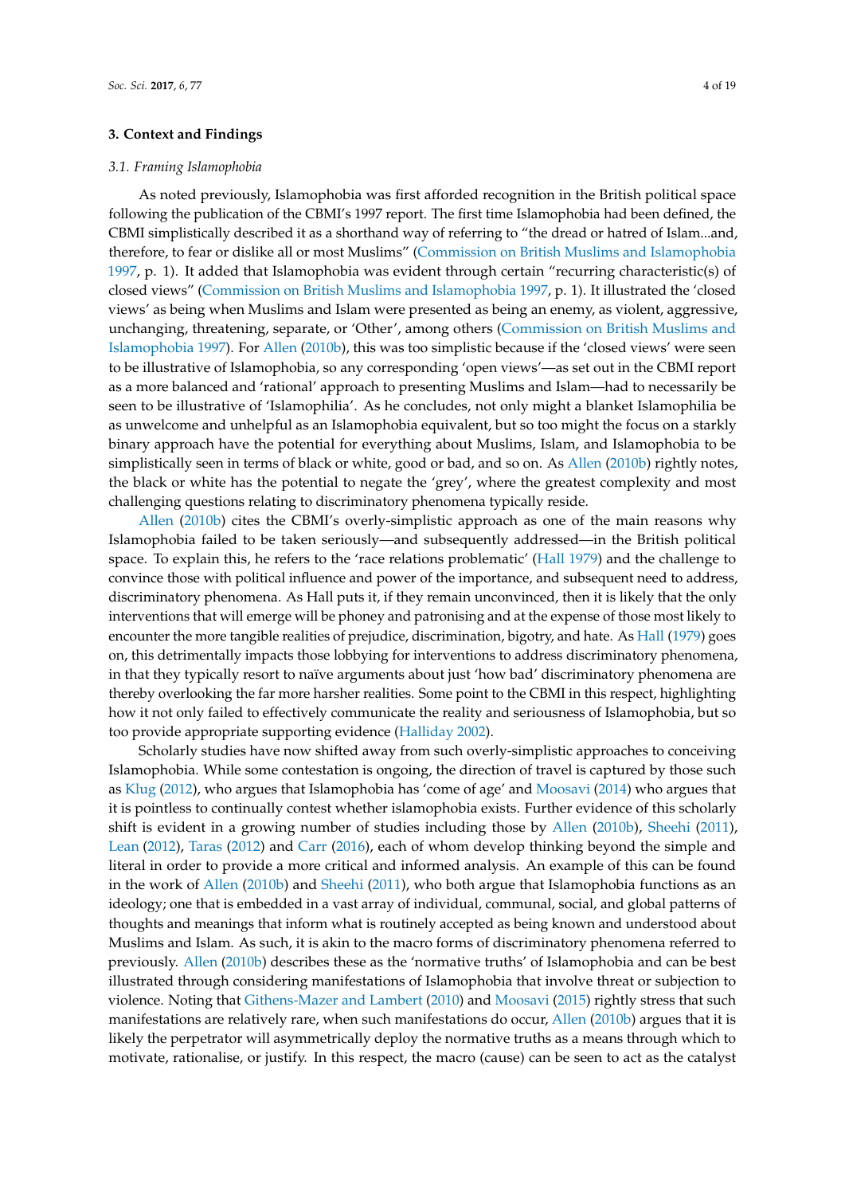## 3. Context and Findings

### *3.1. Framing Islamophobia*

As noted previously, Islamophobia was first afforded recognition in the British political space following the publication of the CBMI's 1997 report. The first time Islamophobia had been defined, the CBMI simplistically described it as a shorthand way of referring to "the dread or hatred of Islam...and, therefore, to fear or dislike all or most Muslims" (Commission on British Muslims and Islamophobia 1997, p. 1). It added that Islamophobia was evident through certain "recurring characteristic(s) of closed views" (Commission on British Muslims and Islamophobia 1997, p. 1). It illustrated the 'closed views' as being when Muslims and Islam were presented as being an enemy, as violent, aggressive, unchanging, threatening, separate, or 'Other', among others (Commission on British Muslims and Islamophobia 1997). For Allen (2010b), this was too simplistic because if the 'closed views' were seen to be illustrative of Islamophobia, so any corresponding 'open views'—as set out in the CBMI report as a more balanced and 'rational' approach to presenting Muslims and Islam—had to necessarily be seen to be illustrative of 'Islamophilia'. As he concludes, not only might a blanket Islamophilia be as unwelcome and unhelpful as an Islamophobia equivalent, but so too might the focus on a starkly binary approach have the potential for everything about Muslims, Islam, and Islamophobia to be simplistically seen in terms of black or white, good or bad, and so on. As Allen (2010b) rightly notes, the black or white has the potential to negate the 'grey', where the greatest complexity and most challenging questions relating to discriminatory phenomena typically reside.

Allen (2010b) cites the CBMI's overly-simplistic approach as one of the main reasons why Islamophobia failed to be taken seriously—and subsequently addressed—in the British political space. To explain this, he refers to the 'race relations problematic' (Hall 1979) and the challenge to convince those with political influence and power of the importance, and subsequent need to address, discriminatory phenomena. As Hall puts it, if they remain unconvinced, then it is likely that the only interventions that will emerge will be phoney and patronising and at the expense of those most likely to encounter the more tangible realities of prejudice, discrimination, bigotry, and hate. As Hall (1979) goes on, this detrimentally impacts those lobbying for interventions to address discriminatory phenomena, in that they typically resort to naïve arguments about just 'how bad' discriminatory phenomena are thereby overlooking the far more harsher realities. Some point to the CBMI in this respect, highlighting how it not only failed to effectively communicate the reality and seriousness of Islamophobia, but so too provide appropriate supporting evidence (Halliday 2002).

Scholarly studies have now shifted away from such overly-simplistic approaches to conceiving Islamophobia. While some contestation is ongoing, the direction of travel is captured by those such as Klug (2012), who argues that Islamophobia has 'come of age' and Moosavi (2014) who argues that it is pointless to continually contest whether islamophobia exists. Further evidence of this scholarly shift is evident in a growing number of studies including those by Allen (2010b), Sheehi (2011), Lean (2012), Taras (2012) and Carr (2016), each of whom develop thinking beyond the simple and literal in order to provide a more critical and informed analysis. An example of this can be found in the work of Allen (2010b) and Sheehi (2011), who both argue that Islamophobia functions as an ideology; one that is embedded in a vast array of individual, communal, social, and global patterns of thoughts and meanings that inform what is routinely accepted as being known and understood about Muslims and Islam. As such, it is akin to the macro forms of discriminatory phenomena referred to previously. Allen (2010b) describes these as the 'normative truths' of Islamophobia and can be best illustrated through considering manifestations of Islamophobia that involve threat or subjection to violence. Noting that Githens-Mazer and Lambert (2010) and Moosavi (2015) rightly stress that such manifestations are relatively rare, when such manifestations do occur, Allen (2010b) argues that it is likely the perpetrator will asymmetrically deploy the normative truths as a means through which to motivate, rationalise, or justify. In this respect, the macro (cause) can be seen to act as the catalyst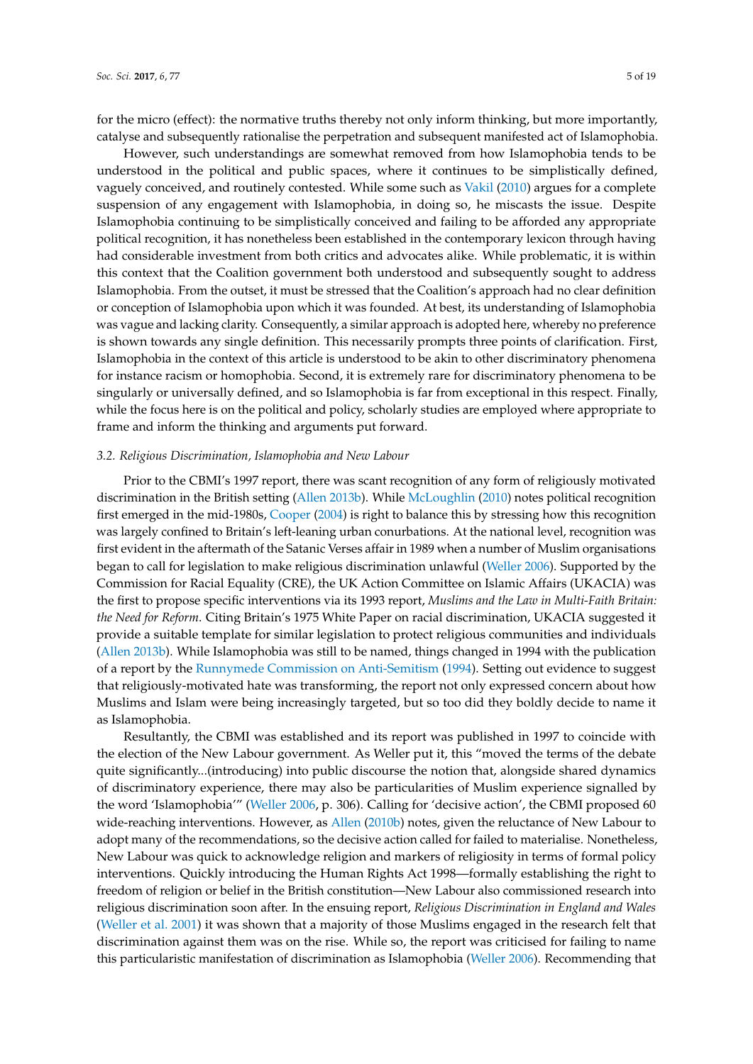for the micro (effect): the normative truths thereby not only inform thinking, but more importantly, catalyse and subsequently rationalise the perpetration and subsequent manifested act of Islamophobia.

However, such understandings are somewhat removed from how Islamophobia tends to be understood in the political and public spaces, where it continues to be simplistically defined, vaguely conceived, and routinely contested. While some such as Vakil (2010) argues for a complete suspension of any engagement with Islamophobia, in doing so, he miscasts the issue. Despite Islamophobia continuing to be simplistically conceived and failing to be afforded any appropriate political recognition, it has nonetheless been established in the contemporary lexicon through having had considerable investment from both critics and advocates alike. While problematic, it is within this context that the Coalition government both understood and subsequently sought to address Islamophobia. From the outset, it must be stressed that the Coalition's approach had no clear definition or conception of Islamophobia upon which it was founded. At best, its understanding of Islamophobia was vague and lacking clarity. Consequently, a similar approach is adopted here, whereby no preference is shown towards any single definition. This necessarily prompts three points of clarification. First, Islamophobia in the context of this article is understood to be akin to other discriminatory phenomena for instance racism or homophobia. Second, it is extremely rare for discriminatory phenomena to be singularly or universally defined, and so Islamophobia is far from exceptional in this respect. Finally, while the focus here is on the political and policy, scholarly studies are employed where appropriate to frame and inform the thinking and arguments put forward.

### 3.2. Religious Discrimination, Islamophobia and New Labour

Prior to the CBMI's 1997 report, there was scant recognition of any form of religiously motivated discrimination in the British setting (Allen 2013b). While McLoughlin (2010) notes political recognition first emerged in the mid-1980s, Cooper (2004) is right to balance this by stressing how this recognition was largely confined to Britain's left-leaning urban conurbations. At the national level, recognition was first evident in the aftermath of the Satanic Verses affair in 1989 when a number of Muslim organisations began to call for legislation to make religious discrimination unlawful (Weller 2006). Supported by the Commission for Racial Equality (CRE), the UK Action Committee on Islamic Affairs (UKACIA) was the first to propose specific interventions via its 1993 report, *Muslims and the Law in Multi-Faith Britain: the Need for Reform*. Citing Britain's 1975 White Paper on racial discrimination, UKACIA suggested it provide a suitable template for similar legislation to protect religious communities and individuals (Allen 2013b). While Islamophobia was still to be named, things changed in 1994 with the publication of a report by the Runnymede Commission on Anti-Semitism (1994). Setting out evidence to suggest that religiously-motivated hate was transforming, the report not only expressed concern about how Muslims and Islam were being increasingly targeted, but so too did they boldly decide to name it as Islamophobia.

Resultantly, the CBMI was established and its report was published in 1997 to coincide with the election of the New Labour government. As Weller put it, this "moved the terms of the debate quite significantly...(introducing) into public discourse the notion that, alongside shared dynamics of discriminatory experience, there may also be particularities of Muslim experience signalled by the word 'Islamophobia'" (Weller 2006, p. 306). Calling for 'decisive action', the CBMI proposed 60 wide-reaching interventions. However, as Allen (2010b) notes, given the reluctance of New Labour to adopt many of the recommendations, so the decisive action called for failed to materialise. Nonetheless, New Labour was quick to acknowledge religion and markers of religiosity in terms of formal policy interventions. Quickly introducing the Human Rights Act 1998—formally establishing the right to freedom of religion or belief in the British constitution—New Labour also commissioned research into religious discrimination soon after. In the ensuing report, *Religious Discrimination in England and Wales* (Weller et al. 2001) it was shown that a majority of those Muslims engaged in the research felt that discrimination against them was on the rise. While so, the report was criticised for failing to name this particularistic manifestation of discrimination as Islamophobia (Weller 2006). Recommending that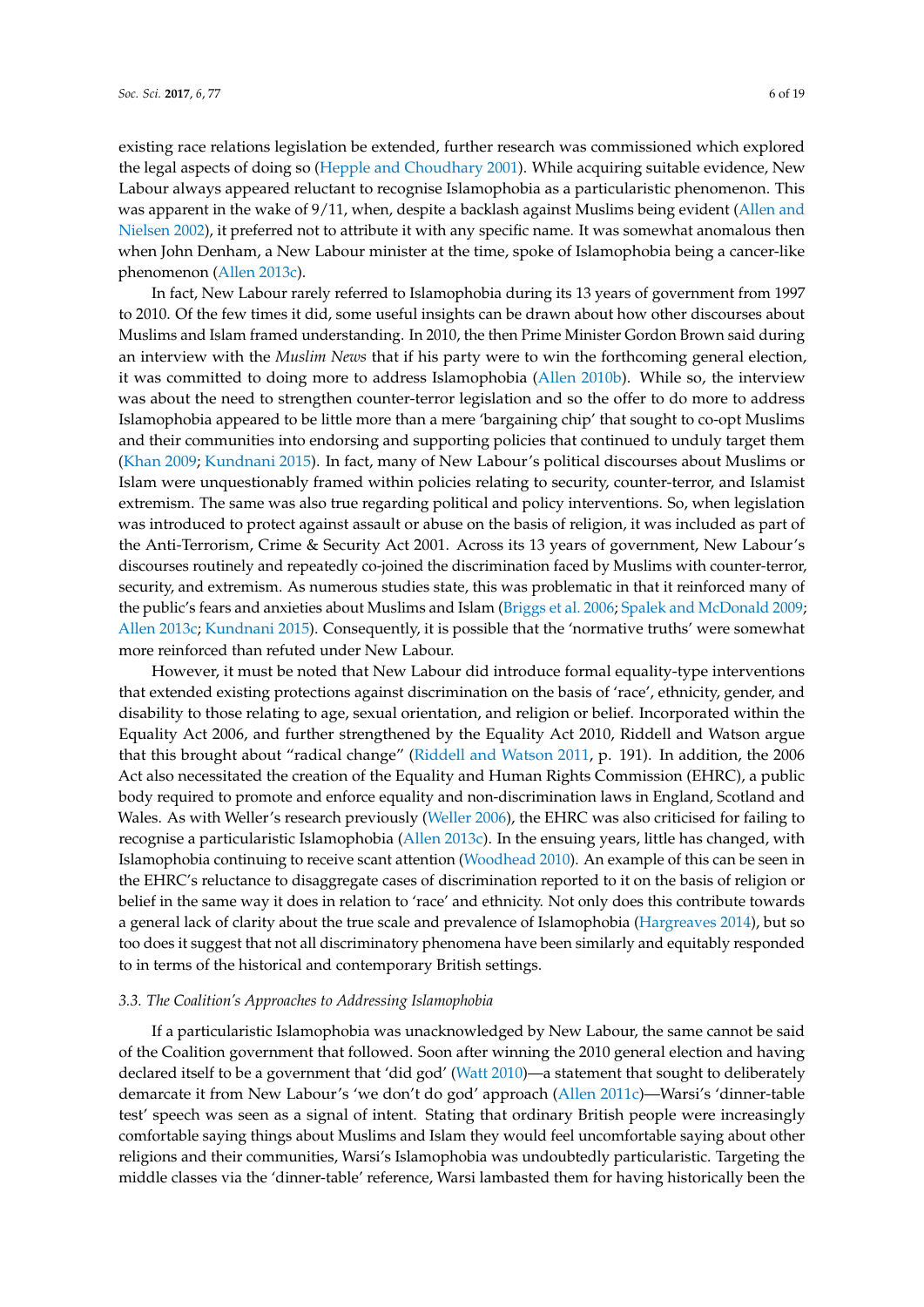existing race relations legislation be extended, further research was commissioned which explored the legal aspects of doing so (Hepple and Choudhary 2001). While acquiring suitable evidence, New Labour always appeared reluctant to recognise Islamophobia as a particularistic phenomenon. This was apparent in the wake of 9/11, when, despite a backlash against Muslims being evident (Allen and Nielsen 2002), it preferred not to attribute it with any specific name. It was somewhat anomalous then when John Denham, a New Labour minister at the time, spoke of Islamophobia being a cancer-like phenomenon (Allen 2013c).

In fact, New Labour rarely referred to Islamophobia during its 13 years of government from 1997 to 2010. Of the few times it did, some useful insights can be drawn about how other discourses about Muslims and Islam framed understanding. In 2010, the then Prime Minister Gordon Brown said during an interview with the *Muslim News* that if his party were to win the forthcoming general election, it was committed to doing more to address Islamophobia (Allen 2010b). While so, the interview was about the need to strengthen counter-terror legislation and so the offer to do more to address Islamophobia appeared to be little more than a mere 'bargaining chip' that sought to co-opt Muslims and their communities into endorsing and supporting policies that continued to unduly target them (Khan 2009; Kundnani 2015). In fact, many of New Labour's political discourses about Muslims or Islam were unquestionably framed within policies relating to security, counter-terror, and Islamist extremism. The same was also true regarding political and policy interventions. So, when legislation was introduced to protect against assault or abuse on the basis of religion, it was included as part of the Anti-Terrorism, Crime & Security Act 2001. Across its 13 years of government, New Labour's discourses routinely and repeatedly co-joined the discrimination faced by Muslims with counter-terror, security, and extremism. As numerous studies state, this was problematic in that it reinforced many of the public's fears and anxieties about Muslims and Islam (Briggs et al. 2006; Spalek and McDonald 2009; Allen 2013c; Kundnani 2015). Consequently, it is possible that the 'normative truths' were somewhat more reinforced than refuted under New Labour.

However, it must be noted that New Labour did introduce formal equality-type interventions that extended existing protections against discrimination on the basis of 'race', ethnicity, gender, and disability to those relating to age, sexual orientation, and religion or belief. Incorporated within the Equality Act 2006, and further strengthened by the Equality Act 2010, Riddell and Watson argue that this brought about "radical change" (Riddell and Watson 2011, p. 191). In addition, the 2006 Act also necessitated the creation of the Equality and Human Rights Commission (EHRC), a public body required to promote and enforce equality and non-discrimination laws in England, Scotland and Wales. As with Weller's research previously (Weller 2006), the EHRC was also criticised for failing to recognise a particularistic Islamophobia (Allen 2013c). In the ensuing years, little has changed, with Islamophobia continuing to receive scant attention (Woodhead 2010). An example of this can be seen in the EHRC's reluctance to disaggregate cases of discrimination reported to it on the basis of religion or belief in the same way it does in relation to 'race' and ethnicity. Not only does this contribute towards a general lack of clarity about the true scale and prevalence of Islamophobia (Hargreaves 2014), but so too does it suggest that not all discriminatory phenomena have been similarly and equitably responded to in terms of the historical and contemporary British settings.

### *3.3. The Coalition's Approaches to Addressing Islamophobia*

If a particularistic Islamophobia was unacknowledged by New Labour, the same cannot be said of the Coalition government that followed. Soon after winning the 2010 general election and having declared itself to be a government that 'did god' (Watt 2010)—a statement that sought to deliberately demarcate it from New Labour's 'we don't do god' approach (Allen 2011c)—Warsi's 'dinner-table test' speech was seen as a signal of intent. Stating that ordinary British people were increasingly comfortable saying things about Muslims and Islam they would feel uncomfortable saying about other religions and their communities, Warsi's Islamophobia was undoubtedly particularistic. Targeting the middle classes via the 'dinner-table' reference, Warsi lambasted them for having historically been the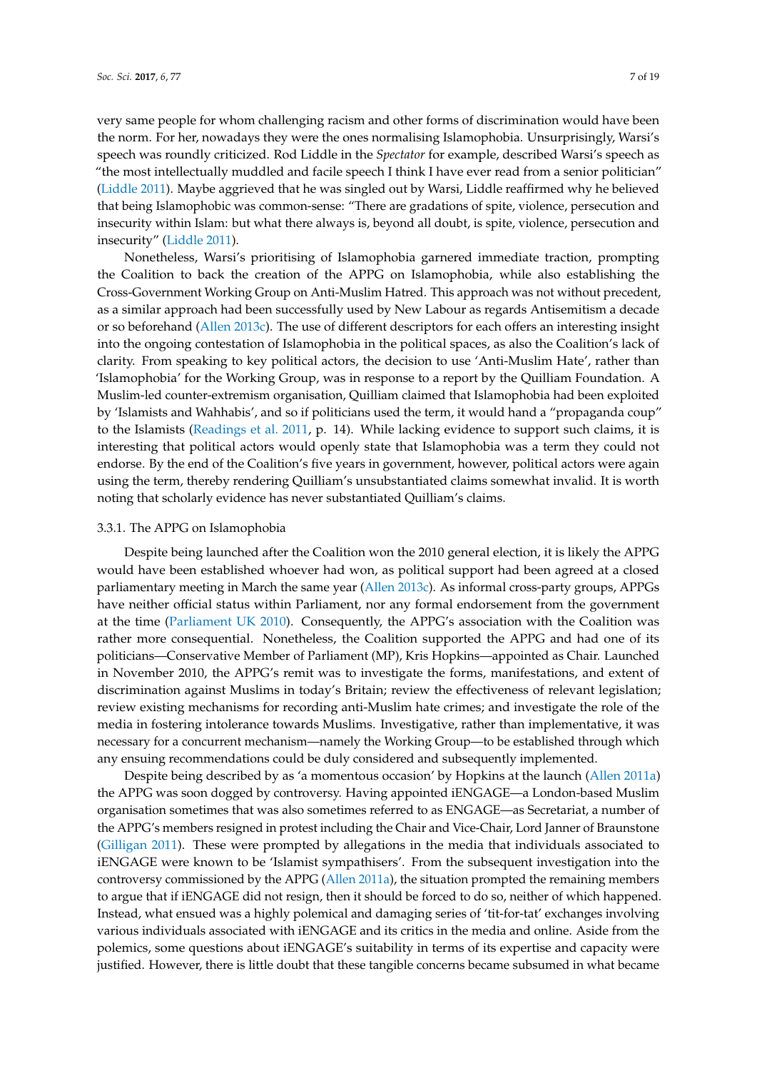very same people for whom challenging racism and other forms of discrimination would have been the norm. For her, nowadays they were the ones normalising Islamophobia. Unsurprisingly, Warsi's speech was roundly criticized. Rod Liddle in the *Spectator* for example, described Warsi's speech as "the most intellectually muddled and facile speech I think I have ever read from a senior politician" (Liddle 2011). Maybe aggrieved that he was singled out by Warsi, Liddle reaffirmed why he believed that being Islamophobic was common-sense: "There are gradations of spite, violence, persecution and insecurity within Islam: but what there always is, beyond all doubt, is spite, violence, persecution and insecurity" (Liddle 2011).

Nonetheless, Warsi's prioritising of Islamophobia garnered immediate traction, prompting the Coalition to back the creation of the APPG on Islamophobia, while also establishing the Cross-Government Working Group on Anti-Muslim Hatred. This approach was not without precedent, as a similar approach had been successfully used by New Labour as regards Antisemitism a decade or so beforehand (Allen 2013c). The use of different descriptors for each offers an interesting insight into the ongoing contestation of Islamophobia in the political spaces, as also the Coalition's lack of clarity. From speaking to key political actors, the decision to use 'Anti-Muslim Hate', rather than 'Islamophobia' for the Working Group, was in response to a report by the Quilliam Foundation. A Muslim-led counter-extremism organisation, Quilliam claimed that Islamophobia had been exploited by 'Islamists and Wahhabis', and so if politicians used the term, it would hand a "propaganda coup" to the Islamists (Readings et al. 2011, p. 14). While lacking evidence to support such claims, it is interesting that political actors would openly state that Islamophobia was a term they could not endorse. By the end of the Coalition's five years in government, however, political actors were again using the term, thereby rendering Quilliam's unsubstantiated claims somewhat invalid. It is worth noting that scholarly evidence has never substantiated Quilliam's claims.

#### 3.3.1. The APPG on Islamophobia

Despite being launched after the Coalition won the 2010 general election, it is likely the APPG would have been established whoever had won, as political support had been agreed at a closed parliamentary meeting in March the same year (Allen 2013c). As informal cross-party groups, APPGs have neither official status within Parliament, nor any formal endorsement from the government at the time (Parliament UK 2010). Consequently, the APPG's association with the Coalition was rather more consequential. Nonetheless, the Coalition supported the APPG and had one of its politicians—Conservative Member of Parliament (MP), Kris Hopkins—appointed as Chair. Launched in November 2010, the APPG's remit was to investigate the forms, manifestations, and extent of discrimination against Muslims in today's Britain; review the effectiveness of relevant legislation; review existing mechanisms for recording anti-Muslim hate crimes; and investigate the role of the media in fostering intolerance towards Muslims. Investigative, rather than implementative, it was necessary for a concurrent mechanism—namely the Working Group—to be established through which any ensuing recommendations could be duly considered and subsequently implemented.

Despite being described by as 'a momentous occasion' by Hopkins at the launch (Allen 2011a) the APPG was soon dogged by controversy. Having appointed iENGAGE—a London-based Muslim organisation sometimes that was also sometimes referred to as ENGAGE—as Secretariat, a number of the APPG's members resigned in protest including the Chair and Vice-Chair, Lord Janner of Braunstone (Gilligan 2011). These were prompted by allegations in the media that individuals associated to iENGAGE were known to be 'Islamist sympathisers'. From the subsequent investigation into the controversy commissioned by the APPG (Allen 2011a), the situation prompted the remaining members to argue that if iENGAGE did not resign, then it should be forced to do so, neither of which happened. Instead, what ensued was a highly polemical and damaging series of 'tit-for-tat' exchanges involving various individuals associated with iENGAGE and its critics in the media and online. Aside from the polemics, some questions about iENGAGE's suitability in terms of its expertise and capacity were justified. However, there is little doubt that these tangible concerns became subsumed in what became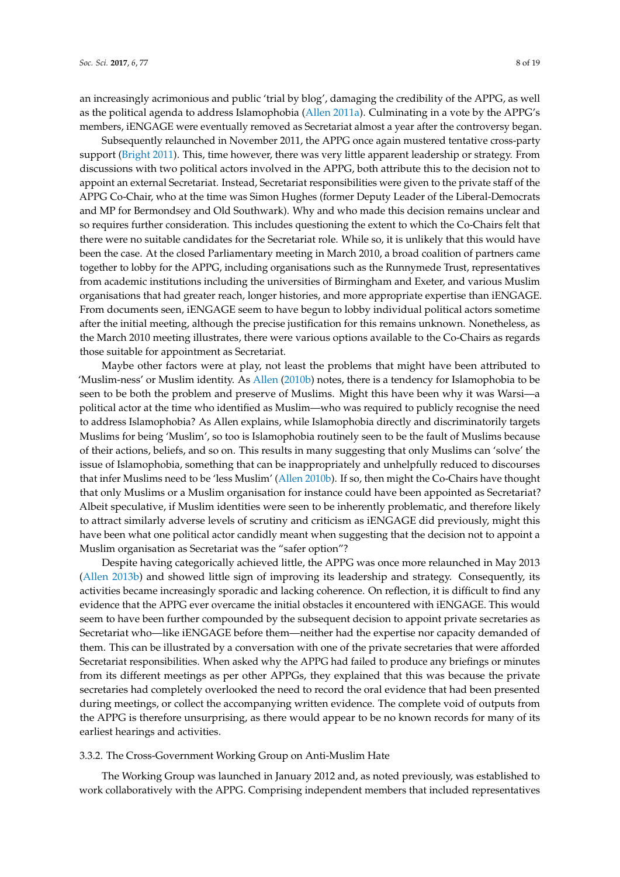an increasingly acrimonious and public 'trial by blog', damaging the credibility of the APPG, as well as the political agenda to address Islamophobia (Allen 2011a). Culminating in a vote by the APPG's members, iENGAGE were eventually removed as Secretariat almost a year after the controversy began.

Subsequently relaunched in November 2011, the APPG once again mustered tentative cross-party support (Bright 2011). This, time however, there was very little apparent leadership or strategy. From discussions with two political actors involved in the APPG, both attribute this to the decision not to appoint an external Secretariat. Instead, Secretariat responsibilities were given to the private staff of the APPG Co-Chair, who at the time was Simon Hughes (former Deputy Leader of the Liberal-Democrats and MP for Bermondsey and Old Southwark). Why and who made this decision remains unclear and so requires further consideration. This includes questioning the extent to which the Co-Chairs felt that there were no suitable candidates for the Secretariat role. While so, it is unlikely that this would have been the case. At the closed Parliamentary meeting in March 2010, a broad coalition of partners came together to lobby for the APPG, including organisations such as the Runnymede Trust, representatives from academic institutions including the universities of Birmingham and Exeter, and various Muslim organisations that had greater reach, longer histories, and more appropriate expertise than iENGAGE. From documents seen, iENGAGE seem to have begun to lobby individual political actors sometime after the initial meeting, although the precise justification for this remains unknown. Nonetheless, as the March 2010 meeting illustrates, there were various options available to the Co-Chairs as regards those suitable for appointment as Secretariat.

Maybe other factors were at play, not least the problems that might have been attributed to 'Muslim-ness' or Muslim identity. As Allen (2010b) notes, there is a tendency for Islamophobia to be seen to be both the problem and preserve of Muslims. Might this have been why it was Warsi—a political actor at the time who identified as Muslim—who was required to publicly recognise the need to address Islamophobia? As Allen explains, while Islamophobia directly and discriminatorily targets Muslims for being 'Muslim', so too is Islamophobia routinely seen to be the fault of Muslims because of their actions, beliefs, and so on. This results in many suggesting that only Muslims can 'solve' the issue of Islamophobia, something that can be inappropriately and unhelpfully reduced to discourses that infer Muslims need to be 'less Muslim' (Allen 2010b). If so, then might the Co-Chairs have thought that only Muslims or a Muslim organisation for instance could have been appointed as Secretariat? Albeit speculative, if Muslim identities were seen to be inherently problematic, and therefore likely to attract similarly adverse levels of scrutiny and criticism as iENGAGE did previously, might this have been what one political actor candidly meant when suggesting that the decision not to appoint a Muslim organisation as Secretariat was the "safer option"?

Despite having categorically achieved little, the APPG was once more relaunched in May 2013 (Allen 2013b) and showed little sign of improving its leadership and strategy. Consequently, its activities became increasingly sporadic and lacking coherence. On reflection, it is difficult to find any evidence that the APPG ever overcame the initial obstacles it encountered with iENGAGE. This would seem to have been further compounded by the subsequent decision to appoint private secretaries as Secretariat who—like iENGAGE before them—neither had the expertise nor capacity demanded of them. This can be illustrated by a conversation with one of the private secretaries that were afforded Secretariat responsibilities. When asked why the APPG had failed to produce any briefings or minutes from its different meetings as per other APPGs, they explained that this was because the private secretaries had completely overlooked the need to record the oral evidence that had been presented during meetings, or collect the accompanying written evidence. The complete void of outputs from the APPG is therefore unsurprising, as there would appear to be no known records for many of its earliest hearings and activities.

#### 3.3.2. The Cross-Government Working Group on Anti-Muslim Hate

The Working Group was launched in January 2012 and, as noted previously, was established to work collaboratively with the APPG. Comprising independent members that included representatives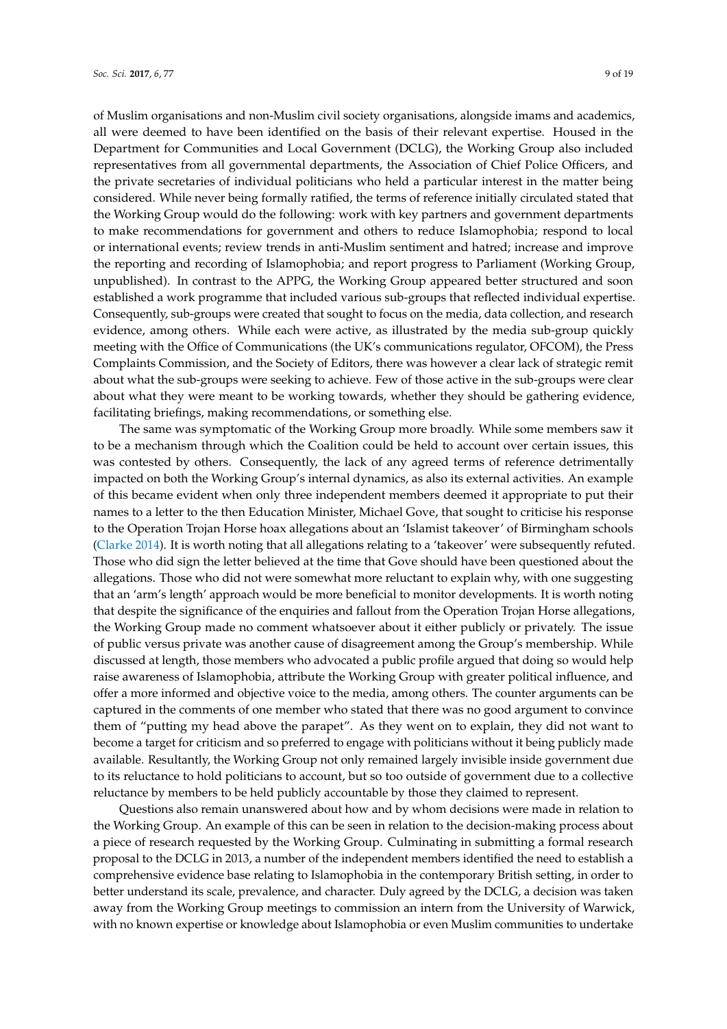of Muslim organisations and non-Muslim civil society organisations, alongside imams and academics, all were deemed to have been identified on the basis of their relevant expertise. Housed in the Department for Communities and Local Government (DCLG), the Working Group also included representatives from all governmental departments, the Association of Chief Police Officers, and the private secretaries of individual politicians who held a particular interest in the matter being considered. While never being formally ratified, the terms of reference initially circulated stated that the Working Group would do the following: work with key partners and government departments to make recommendations for government and others to reduce Islamophobia; respond to local or international events; review trends in anti-Muslim sentiment and hatred; increase and improve the reporting and recording of Islamophobia; and report progress to Parliament (Working Group, unpublished). In contrast to the APPG, the Working Group appeared better structured and soon established a work programme that included various sub-groups that reflected individual expertise. Consequently, sub-groups were created that sought to focus on the media, data collection, and research evidence, among others. While each were active, as illustrated by the media sub-group quickly meeting with the Office of Communications (the UK's communications regulator, OFCOM), the Press Complaints Commission, and the Society of Editors, there was however a clear lack of strategic remit about what the sub-groups were seeking to achieve. Few of those active in the sub-groups were clear about what they were meant to be working towards, whether they should be gathering evidence, facilitating briefings, making recommendations, or something else.

The same was symptomatic of the Working Group more broadly. While some members saw it to be a mechanism through which the Coalition could be held to account over certain issues, this was contested by others. Consequently, the lack of any agreed terms of reference detrimentally impacted on both the Working Group's internal dynamics, as also its external activities. An example of this became evident when only three independent members deemed it appropriate to put their names to a letter to the then Education Minister, Michael Gove, that sought to criticise his response to the Operation Trojan Horse hoax allegations about an 'Islamist takeover' of Birmingham schools (Clarke 2014). It is worth noting that all allegations relating to a 'takeover' were subsequently refuted. Those who did sign the letter believed at the time that Gove should have been questioned about the allegations. Those who did not were somewhat more reluctant to explain why, with one suggesting that an 'arm's length' approach would be more beneficial to monitor developments. It is worth noting that despite the significance of the enquiries and fallout from the Operation Trojan Horse allegations, the Working Group made no comment whatsoever about it either publicly or privately. The issue of public versus private was another cause of disagreement among the Group's membership. While discussed at length, those members who advocated a public profile argued that doing so would help raise awareness of Islamophobia, attribute the Working Group with greater political influence, and offer a more informed and objective voice to the media, among others. The counter arguments can be captured in the comments of one member who stated that there was no good argument to convince them of "putting my head above the parapet". As they went on to explain, they did not want to become a target for criticism and so preferred to engage with politicians without it being publicly made available. Resultantly, the Working Group not only remained largely invisible inside government due to its reluctance to hold politicians to account, but so too outside of government due to a collective reluctance by members to be held publicly accountable by those they claimed to represent.

Questions also remain unanswered about how and by whom decisions were made in relation to the Working Group. An example of this can be seen in relation to the decision-making process about a piece of research requested by the Working Group. Culminating in submitting a formal research proposal to the DCLG in 2013, a number of the independent members identified the need to establish a comprehensive evidence base relating to Islamophobia in the contemporary British setting, in order to better understand its scale, prevalence, and character. Duly agreed by the DCLG, a decision was taken away from the Working Group meetings to commission an intern from the University of Warwick, with no known expertise or knowledge about Islamophobia or even Muslim communities to undertake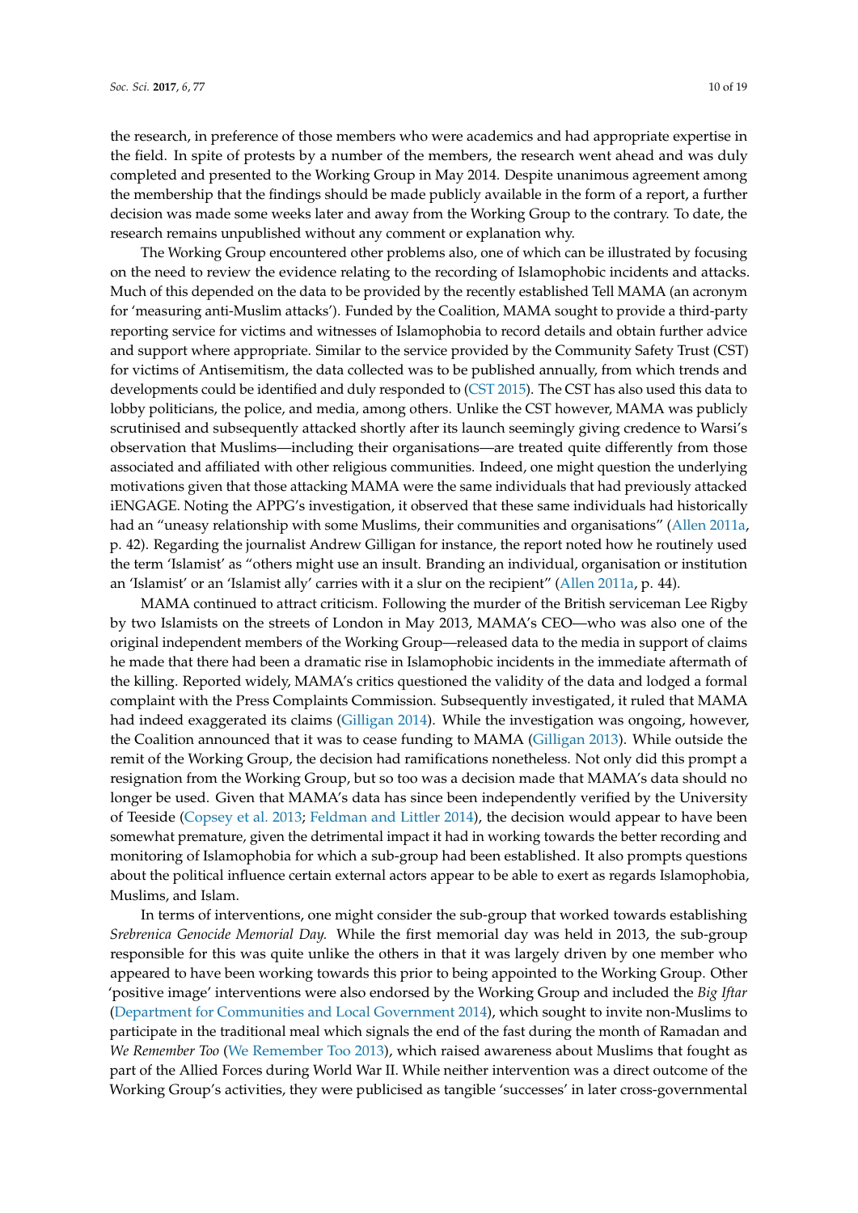the research, in preference of those members who were academics and had appropriate expertise in the field. In spite of protests by a number of the members, the research went ahead and was duly completed and presented to the Working Group in May 2014. Despite unanimous agreement among the membership that the findings should be made publicly available in the form of a report, a further decision was made some weeks later and away from the Working Group to the contrary. To date, the research remains unpublished without any comment or explanation why.

The Working Group encountered other problems also, one of which can be illustrated by focusing on the need to review the evidence relating to the recording of Islamophobic incidents and attacks. Much of this depended on the data to be provided by the recently established Tell MAMA (an acronym for 'measuring anti-Muslim attacks'). Funded by the Coalition, MAMA sought to provide a third-party reporting service for victims and witnesses of Islamophobia to record details and obtain further advice and support where appropriate. Similar to the service provided by the Community Safety Trust (CST) for victims of Antisemitism, the data collected was to be published annually, from which trends and developments could be identified and duly responded to (CST 2015). The CST has also used this data to lobby politicians, the police, and media, among others. Unlike the CST however, MAMA was publicly scrutinised and subsequently attacked shortly after its launch seemingly giving credence to Warsi's observation that Muslims—including their organisations—are treated quite differently from those associated and affiliated with other religious communities. Indeed, one might question the underlying motivations given that those attacking MAMA were the same individuals that had previously attacked iENGAGE. Noting the APPG's investigation, it observed that these same individuals had historically had an "uneasy relationship with some Muslims, their communities and organisations" (Allen 2011a, p. 42). Regarding the journalist Andrew Gilligan for instance, the report noted how he routinely used the term 'Islamist' as "others might use an insult. Branding an individual, organisation or institution an 'Islamist' or an 'Islamist ally' carries with it a slur on the recipient" (Allen 2011a, p. 44).

MAMA continued to attract criticism. Following the murder of the British serviceman Lee Rigby by two Islamists on the streets of London in May 2013, MAMA's CEO—who was also one of the original independent members of the Working Group—released data to the media in support of claims he made that there had been a dramatic rise in Islamophobic incidents in the immediate aftermath of the killing. Reported widely, MAMA's critics questioned the validity of the data and lodged a formal complaint with the Press Complaints Commission. Subsequently investigated, it ruled that MAMA had indeed exaggerated its claims (Gilligan 2014). While the investigation was ongoing, however, the Coalition announced that it was to cease funding to MAMA (Gilligan 2013). While outside the remit of the Working Group, the decision had ramifications nonetheless. Not only did this prompt a resignation from the Working Group, but so too was a decision made that MAMA's data should no longer be used. Given that MAMA's data has since been independently verified by the University of Teeside (Copsey et al. 2013; Feldman and Littler 2014), the decision would appear to have been somewhat premature, given the detrimental impact it had in working towards the better recording and monitoring of Islamophobia for which a sub-group had been established. It also prompts questions about the political influence certain external actors appear to be able to exert as regards Islamophobia, Muslims, and Islam.

In terms of interventions, one might consider the sub-group that worked towards establishing *Srebrenica Genocide Memorial Day.* While the first memorial day was held in 2013, the sub-group responsible for this was quite unlike the others in that it was largely driven by one member who appeared to have been working towards this prior to being appointed to the Working Group. Other 'positive image' interventions were also endorsed by the Working Group and included the *Big Iftar* (Department for Communities and Local Government 2014), which sought to invite non-Muslims to participate in the traditional meal which signals the end of the fast during the month of Ramadan and *We Remember Too* (We Remember Too 2013), which raised awareness about Muslims that fought as part of the Allied Forces during World War II. While neither intervention was a direct outcome of the Working Group's activities, they were publicised as tangible 'successes' in later cross-governmental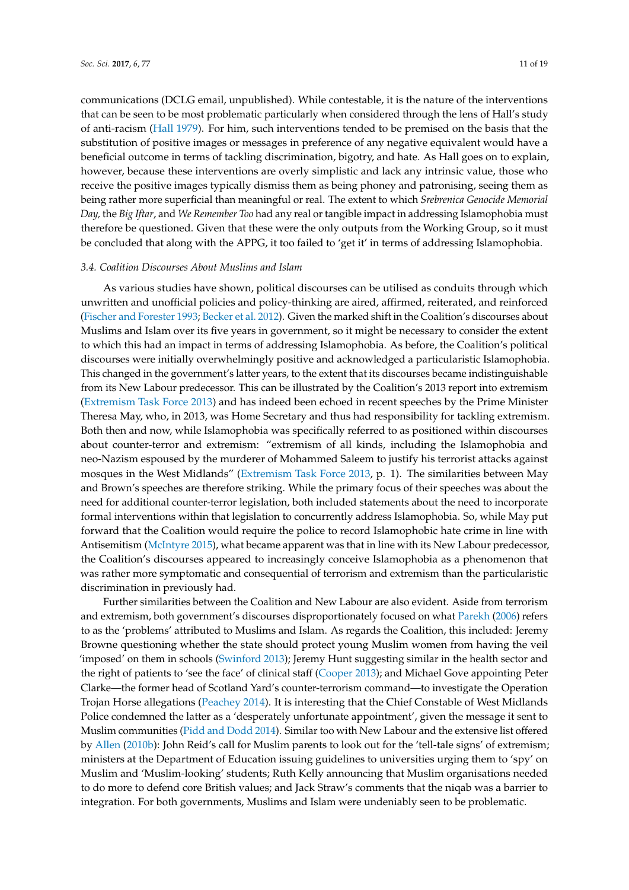communications (DCLG email, unpublished). While contestable, it is the nature of the interventions that can be seen to be most problematic particularly when considered through the lens of Hall's study of anti-racism (Hall 1979). For him, such interventions tended to be premised on the basis that the substitution of positive images or messages in preference of any negative equivalent would have a beneficial outcome in terms of tackling discrimination, bigotry, and hate. As Hall goes on to explain, however, because these interventions are overly simplistic and lack any intrinsic value, those who receive the positive images typically dismiss them as being phoney and patronising, seeing them as being rather more superficial than meaningful or real. The extent to which *Srebrenica Genocide Memorial Day*, the *Big Iftar*, and *We Remember Too* had any real or tangible impact in addressing Islamophobia must therefore be questioned. Given that these were the only outputs from the Working Group, so it must be concluded that along with the APPG, it too failed to 'get it' in terms of addressing Islamophobia.

### 3.4. Coalition Discourses About Muslims and Islam

As various studies have shown, political discourses can be utilised as conduits through which unwritten and unofficial policies and policy-thinking are aired, affirmed, reiterated, and reinforced (Fischer and Forester 1993; Becker et al. 2012). Given the marked shift in the Coalition's discourses about Muslims and Islam over its five years in government, so it might be necessary to consider the extent to which this had an impact in terms of addressing Islamophobia. As before, the Coalition's political discourses were initially overwhelmingly positive and acknowledged a particularistic Islamophobia. This changed in the government's latter years, to the extent that its discourses became indistinguishable from its New Labour predecessor. This can be illustrated by the Coalition's 2013 report into extremism (Extremism Task Force 2013) and has indeed been echoed in recent speeches by the Prime Minister Theresa May, who, in 2013, was Home Secretary and thus had responsibility for tackling extremism. Both then and now, while Islamophobia was specifically referred to as positioned within discourses about counter-terror and extremism: "extremism of all kinds, including the Islamophobia and neo-Nazism espoused by the murderer of Mohammed Saleem to justify his terrorist attacks against mosques in the West Midlands" (Extremism Task Force 2013, p. 1). The similarities between May and Brown's speeches are therefore striking. While the primary focus of their speeches was about the need for additional counter-terror legislation, both included statements about the need to incorporate formal interventions within that legislation to concurrently address Islamophobia. So, while May put forward that the Coalition would require the police to record Islamophobic hate crime in line with Antisemitism (McIntyre 2015), what became apparent was that in line with its New Labour predecessor, the Coalition's discourses appeared to increasingly conceive Islamophobia as a phenomenon that was rather more symptomatic and consequential of terrorism and extremism than the particularistic discrimination in previously had.

Further similarities between the Coalition and New Labour are also evident. Aside from terrorism and extremism, both government's discourses disproportionately focused on what Parekh (2006) refers to as the 'problems' attributed to Muslims and Islam. As regards the Coalition, this included: Jeremy Browne questioning whether the state should protect young Muslim women from having the veil 'imposed' on them in schools (Swinford 2013); Jeremy Hunt suggesting similar in the health sector and the right of patients to 'see the face' of clinical staff (Cooper 2013); and Michael Gove appointing Peter Clarke—the former head of Scotland Yard's counter-terrorism command—to investigate the Operation Trojan Horse allegations (Peachey 2014). It is interesting that the Chief Constable of West Midlands Police condemned the latter as a 'desperately unfortunate appointment', given the message it sent to Muslim communities (Pidd and Dodd 2014). Similar too with New Labour and the extensive list offered by Allen (2010b): John Reid's call for Muslim parents to look out for the 'tell-tale signs' of extremism; ministers at the Department of Education issuing guidelines to universities urging them to 'spy' on Muslim and 'Muslim-looking' students; Ruth Kelly announcing that Muslim organisations needed to do more to defend core British values; and Jack Straw's comments that the niqab was a barrier to integration. For both governments, Muslims and Islam were undeniably seen to be problematic.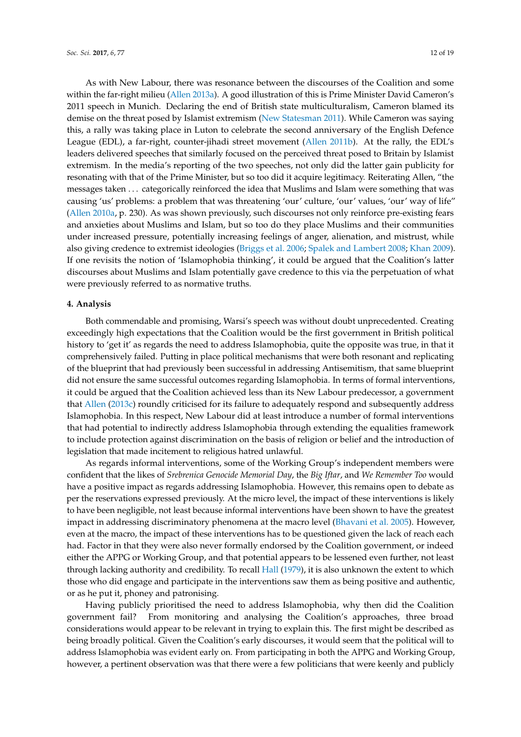As with New Labour, there was resonance between the discourses of the Coalition and some within the far-right milieu (Allen 2013a). A good illustration of this is Prime Minister David Cameron's 2011 speech in Munich. Declaring the end of British state multiculturalism, Cameron blamed its demise on the threat posed by Islamist extremism (New Statesman 2011). While Cameron was saying this, a rally was taking place in Luton to celebrate the second anniversary of the English Defence League (EDL), a far-right, counter-jihadi street movement (Allen 2011b). At the rally, the EDL's leaders delivered speeches that similarly focused on the perceived threat posed to Britain by Islamist extremism. In the media's reporting of the two speeches, not only did the latter gain publicity for resonating with that of the Prime Minister, but so too did it acquire legitimacy. Reiterating Allen, "the messages taken . . . categorically reinforced the idea that Muslims and Islam were something that was causing 'us' problems: a problem that was threatening 'our' culture, 'our' values, 'our' way of life" (Allen 2010a, p. 230). As was shown previously, such discourses not only reinforce pre-existing fears and anxieties about Muslims and Islam, but so too do they place Muslims and their communities under increased pressure, potentially increasing feelings of anger, alienation, and mistrust, while also giving credence to extremist ideologies (Briggs et al. 2006; Spalek and Lambert 2008; Khan 2009). If one revisits the notion of 'Islamophobia thinking', it could be argued that the Coalition's latter discourses about Muslims and Islam potentially gave credence to this via the perpetuation of what were previously referred to as normative truths.

## 4. Analysis

Both commendable and promising, Warsi's speech was without doubt unprecedented. Creating exceedingly high expectations that the Coalition would be the first government in British political history to 'get it' as regards the need to address Islamophobia, quite the opposite was true, in that it comprehensively failed. Putting in place political mechanisms that were both resonant and replicating of the blueprint that had previously been successful in addressing Antisemitism, that same blueprint did not ensure the same successful outcomes regarding Islamophobia. In terms of formal interventions, it could be argued that the Coalition achieved less than its New Labour predecessor, a government that Allen (2013c) roundly criticised for its failure to adequately respond and subsequently address Islamophobia. In this respect, New Labour did at least introduce a number of formal interventions that had potential to indirectly address Islamophobia through extending the equalities framework to include protection against discrimination on the basis of religion or belief and the introduction of legislation that made incitement to religious hatred unlawful.

As regards informal interventions, some of the Working Group's independent members were confident that the likes of *Srebrenica Genocide Memorial Day*, the *Big Iftar*, and *We Remember Too* would have a positive impact as regards addressing Islamophobia. However, this remains open to debate as per the reservations expressed previously. At the micro level, the impact of these interventions is likely to have been negligible, not least because informal interventions have been shown to have the greatest impact in addressing discriminatory phenomena at the macro level (Bhavani et al. 2005). However, even at the macro, the impact of these interventions has to be questioned given the lack of reach each had. Factor in that they were also never formally endorsed by the Coalition government, or indeed either the APPG or Working Group, and that potential appears to be lessened even further, not least through lacking authority and credibility. To recall Hall (1979), it is also unknown the extent to which those who did engage and participate in the interventions saw them as being positive and authentic, or as he put it, phoney and patronising.

Having publicly prioritised the need to address Islamophobia, why then did the Coalition government fail? From monitoring and analysing the Coalition's approaches, three broad considerations would appear to be relevant in trying to explain this. The first might be described as being broadly political. Given the Coalition's early discourses, it would seem that the political will to address Islamophobia was evident early on. From participating in both the APPG and Working Group, however, a pertinent observation was that there were a few politicians that were keenly and publicly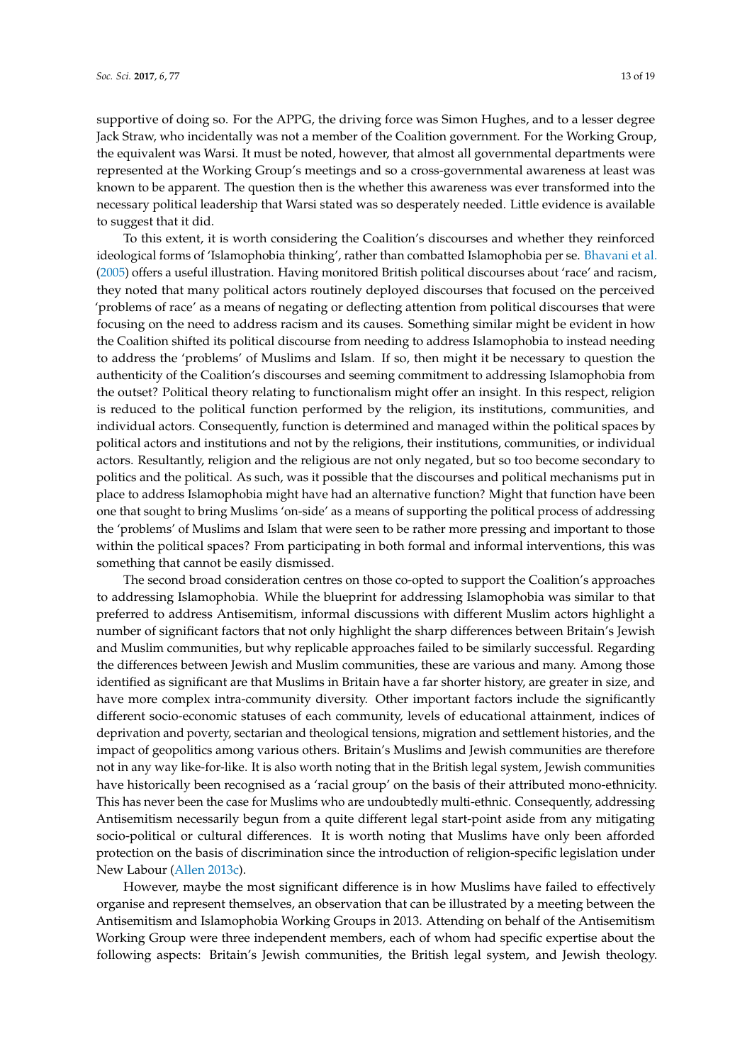supportive of doing so. For the APPG, the driving force was Simon Hughes, and to a lesser degree Jack Straw, who incidentally was not a member of the Coalition government. For the Working Group, the equivalent was Warsi. It must be noted, however, that almost all governmental departments were represented at the Working Group's meetings and so a cross-governmental awareness at least was known to be apparent. The question then is the whether this awareness was ever transformed into the necessary political leadership that Warsi stated was so desperately needed. Little evidence is available to suggest that it did.

To this extent, it is worth considering the Coalition's discourses and whether they reinforced ideological forms of 'Islamophobia thinking', rather than combatted Islamophobia per se. Bhavani et al. (2005) offers a useful illustration. Having monitored British political discourses about 'race' and racism, they noted that many political actors routinely deployed discourses that focused on the perceived 'problems of race' as a means of negating or deflecting attention from political discourses that were focusing on the need to address racism and its causes. Something similar might be evident in how the Coalition shifted its political discourse from needing to address Islamophobia to instead needing to address the 'problems' of Muslims and Islam. If so, then might it be necessary to question the authenticity of the Coalition's discourses and seeming commitment to addressing Islamophobia from the outset? Political theory relating to functionalism might offer an insight. In this respect, religion is reduced to the political function performed by the religion, its institutions, communities, and individual actors. Consequently, function is determined and managed within the political spaces by political actors and institutions and not by the religions, their institutions, communities, or individual actors. Resultantly, religion and the religious are not only negated, but so too become secondary to politics and the political. As such, was it possible that the discourses and political mechanisms put in place to address Islamophobia might have had an alternative function? Might that function have been one that sought to bring Muslims 'on-side' as a means of supporting the political process of addressing the 'problems' of Muslims and Islam that were seen to be rather more pressing and important to those within the political spaces? From participating in both formal and informal interventions, this was something that cannot be easily dismissed.

The second broad consideration centres on those co-opted to support the Coalition's approaches to addressing Islamophobia. While the blueprint for addressing Islamophobia was similar to that preferred to address Antisemitism, informal discussions with different Muslim actors highlight a number of significant factors that not only highlight the sharp differences between Britain's Jewish and Muslim communities, but why replicable approaches failed to be similarly successful. Regarding the differences between Jewish and Muslim communities, these are various and many. Among those identified as significant are that Muslims in Britain have a far shorter history, are greater in size, and have more complex intra-community diversity. Other important factors include the significantly different socio-economic statuses of each community, levels of educational attainment, indices of deprivation and poverty, sectarian and theological tensions, migration and settlement histories, and the impact of geopolitics among various others. Britain's Muslims and Jewish communities are therefore not in any way like-for-like. It is also worth noting that in the British legal system, Jewish communities have historically been recognised as a 'racial group' on the basis of their attributed mono-ethnicity. This has never been the case for Muslims who are undoubtedly multi-ethnic. Consequently, addressing Antisemitism necessarily begun from a quite different legal start-point aside from any mitigating socio-political or cultural differences. It is worth noting that Muslims have only been afforded protection on the basis of discrimination since the introduction of religion-specific legislation under New Labour (Allen 2013c).

However, maybe the most significant difference is in how Muslims have failed to effectively organise and represent themselves, an observation that can be illustrated by a meeting between the Antisemitism and Islamophobia Working Groups in 2013. Attending on behalf of the Antisemitism Working Group were three independent members, each of whom had specific expertise about the following aspects: Britain's Jewish communities, the British legal system, and Jewish theology.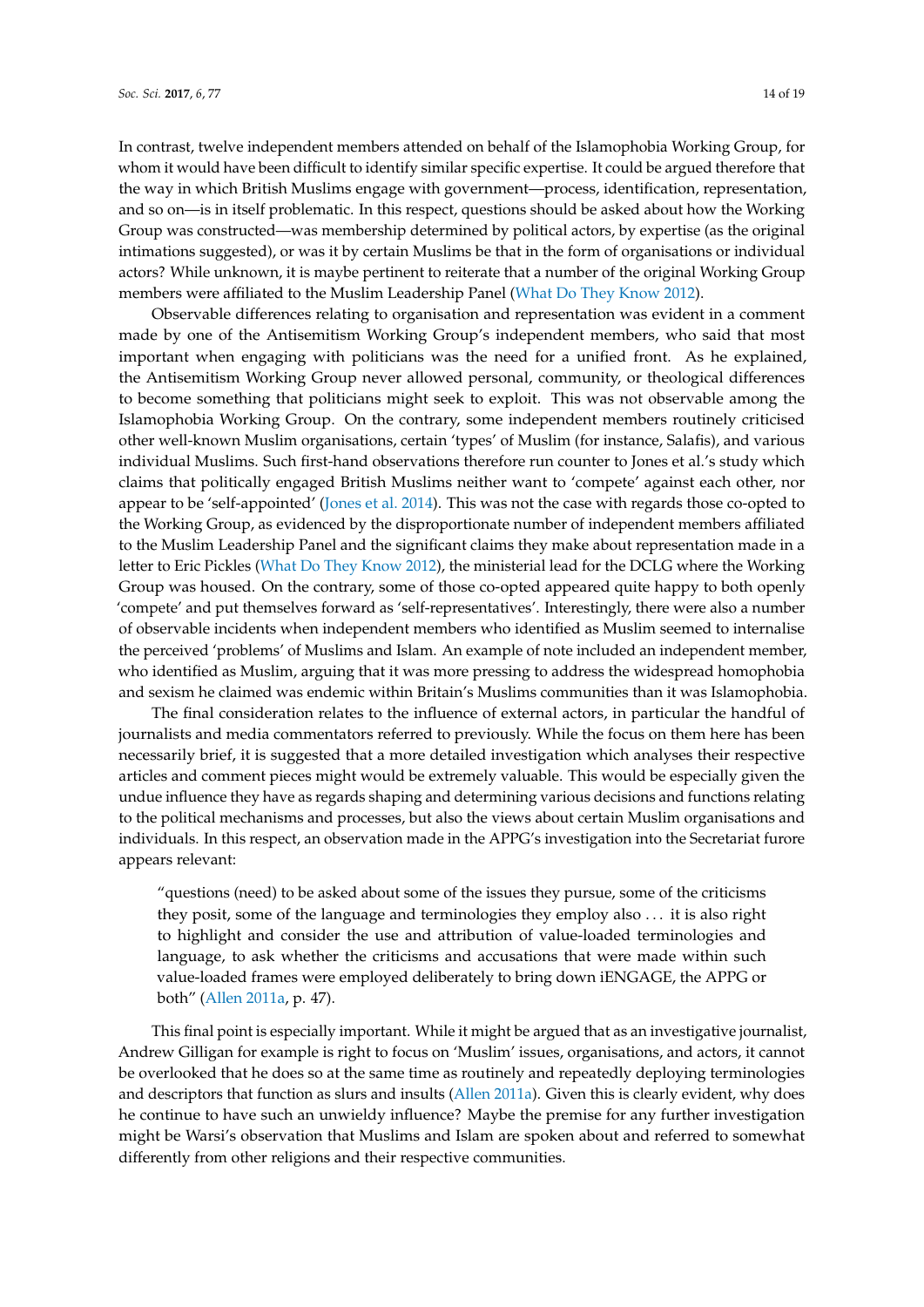In contrast, twelve independent members attended on behalf of the Islamophobia Working Group, for whom it would have been difficult to identify similar specific expertise. It could be argued therefore that the way in which British Muslims engage with government—process, identification, representation, and so on—is in itself problematic. In this respect, questions should be asked about how the Working Group was constructed—was membership determined by political actors, by expertise (as the original intimations suggested), or was it by certain Muslims be that in the form of organisations or individual actors? While unknown, it is maybe pertinent to reiterate that a number of the original Working Group members were affiliated to the Muslim Leadership Panel (What Do They Know 2012).

Observable differences relating to organisation and representation was evident in a comment made by one of the Antisemitism Working Group's independent members, who said that most important when engaging with politicians was the need for a unified front. As he explained, the Antisemitism Working Group never allowed personal, community, or theological differences to become something that politicians might seek to exploit. This was not observable among the Islamophobia Working Group. On the contrary, some independent members routinely criticised other well-known Muslim organisations, certain 'types' of Muslim (for instance, Salafis), and various individual Muslims. Such first-hand observations therefore run counter to Jones et al.'s study which claims that politically engaged British Muslims neither want to 'compete' against each other, nor appear to be 'self-appointed' (Jones et al. 2014). This was not the case with regards those co-opted to the Working Group, as evidenced by the disproportionate number of independent members affiliated to the Muslim Leadership Panel and the significant claims they make about representation made in a letter to Eric Pickles (What Do They Know 2012), the ministerial lead for the DCLG where the Working Group was housed. On the contrary, some of those co-opted appeared quite happy to both openly 'compete' and put themselves forward as 'self-representatives'. Interestingly, there were also a number of observable incidents when independent members who identified as Muslim seemed to internalise the perceived 'problems' of Muslims and Islam. An example of note included an independent member, who identified as Muslim, arguing that it was more pressing to address the widespread homophobia and sexism he claimed was endemic within Britain's Muslims communities than it was Islamophobia.

The final consideration relates to the influence of external actors, in particular the handful of journalists and media commentators referred to previously. While the focus on them here has been necessarily brief, it is suggested that a more detailed investigation which analyses their respective articles and comment pieces might would be extremely valuable. This would be especially given the undue influence they have as regards shaping and determining various decisions and functions relating to the political mechanisms and processes, but also the views about certain Muslim organisations and individuals. In this respect, an observation made in the APPG's investigation into the Secretariat furore appears relevant:

> "questions (need) to be asked about some of the issues they pursue, some of the criticisms they posit, some of the language and terminologies they employ also ... it is also right to highlight and consider the use and attribution of value-loaded terminologies and language, to ask whether the criticisms and accusations that were made within such value-loaded frames were employed deliberately to bring down iENGAGE, the APPG or both" (Allen 2011a, p. 47).

This final point is especially important. While it might be argued that as an investigative journalist, Andrew Gilligan for example is right to focus on 'Muslim' issues, organisations, and actors, it cannot be overlooked that he does so at the same time as routinely and repeatedly deploying terminologies and descriptors that function as slurs and insults (Allen 2011a). Given this is clearly evident, why does he continue to have such an unwieldy influence? Maybe the premise for any further investigation might be Warsi's observation that Muslims and Islam are spoken about and referred to somewhat differently from other religions and their respective communities.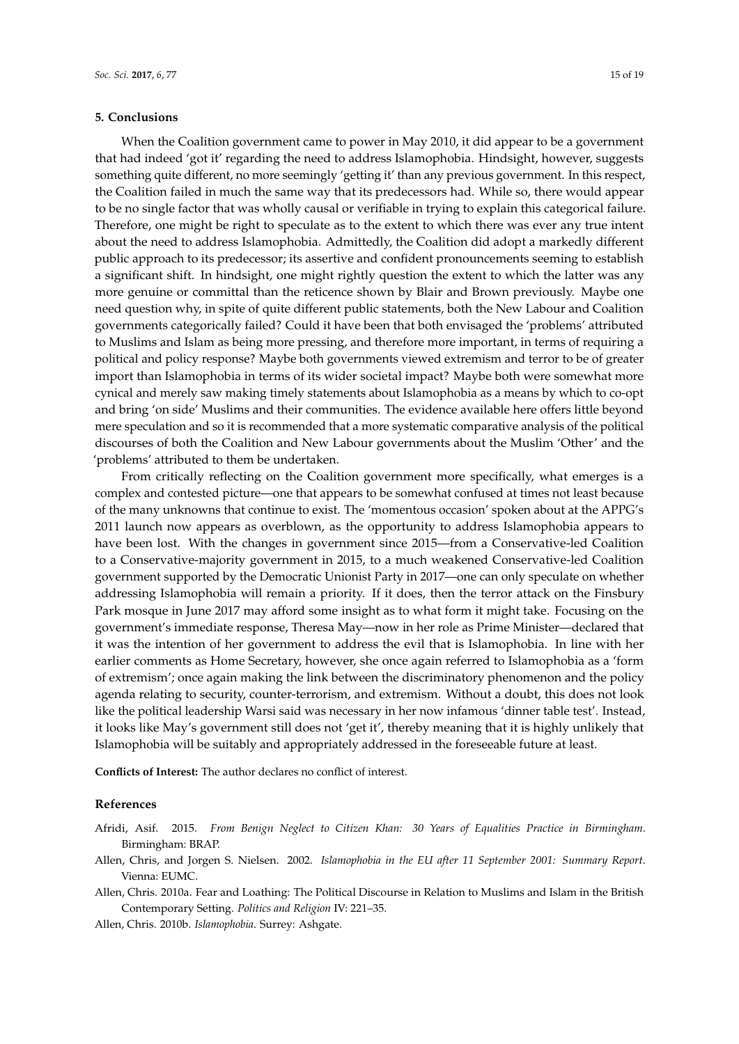## 5. Conclusions

When the Coalition government came to power in May 2010, it did appear to be a government that had indeed 'got it' regarding the need to address Islamophobia. Hindsight, however, suggests something quite different, no more seemingly 'getting it' than any previous government. In this respect, the Coalition failed in much the same way that its predecessors had. While so, there would appear to be no single factor that was wholly causal or verifiable in trying to explain this categorical failure. Therefore, one might be right to speculate as to the extent to which there was ever any true intent about the need to address Islamophobia. Admittedly, the Coalition did adopt a markedly different public approach to its predecessor; its assertive and confident pronouncements seeming to establish a significant shift. In hindsight, one might rightly question the extent to which the latter was any more genuine or committal than the reticence shown by Blair and Brown previously. Maybe one need question why, in spite of quite different public statements, both the New Labour and Coalition governments categorically failed? Could it have been that both envisaged the 'problems' attributed to Muslims and Islam as being more pressing, and therefore more important, in terms of requiring a political and policy response? Maybe both governments viewed extremism and terror to be of greater import than Islamophobia in terms of its wider societal impact? Maybe both were somewhat more cynical and merely saw making timely statements about Islamophobia as a means by which to co-opt and bring 'on side' Muslims and their communities. The evidence available here offers little beyond mere speculation and so it is recommended that a more systematic comparative analysis of the political discourses of both the Coalition and New Labour governments about the Muslim 'Other' and the 'problems' attributed to them be undertaken.

From critically reflecting on the Coalition government more specifically, what emerges is a complex and contested picture—one that appears to be somewhat confused at times not least because of the many unknowns that continue to exist. The 'momentous occasion' spoken about at the APPG's 2011 launch now appears as overblown, as the opportunity to address Islamophobia appears to have been lost. With the changes in government since 2015—from a Conservative-led Coalition to a Conservative-majority government in 2015, to a much weakened Conservative-led Coalition government supported by the Democratic Unionist Party in 2017—one can only speculate on whether addressing Islamophobia will remain a priority. If it does, then the terror attack on the Finsbury Park mosque in June 2017 may afford some insight as to what form it might take. Focusing on the government's immediate response, Theresa May—now in her role as Prime Minister—declared that it was the intention of her government to address the evil that is Islamophobia. In line with her earlier comments as Home Secretary, however, she once again referred to Islamophobia as a 'form of extremism'; once again making the link between the discriminatory phenomenon and the policy agenda relating to security, counter-terrorism, and extremism. Without a doubt, this does not look like the political leadership Warsi said was necessary in her now infamous 'dinner table test'. Instead, it looks like May's government still does not 'get it', thereby meaning that it is highly unlikely that Islamophobia will be suitably and appropriately addressed in the foreseeable future at least.

**Conflicts of Interest:** The author declares no conflict of interest.

## References

Afridi, Asif. 2015. *From Benign Neglect to Citizen Khan: 30 Years of Equalities Practice in Birmingham*. Birmingham: BRAP.

Allen, Chris, and Jorgen S. Nielsen. 2002. *Islamophobia in the EU after 11 September 2001: Summary Report*. Vienna: EUMC.

Allen, Chris. 2010a. Fear and Loathing: The Political Discourse in Relation to Muslims and Islam in the British Contemporary Setting. *Politics and Religion* IV: 221–35.

Allen, Chris. 2010b. *Islamophobia*. Surrey: Ashgate.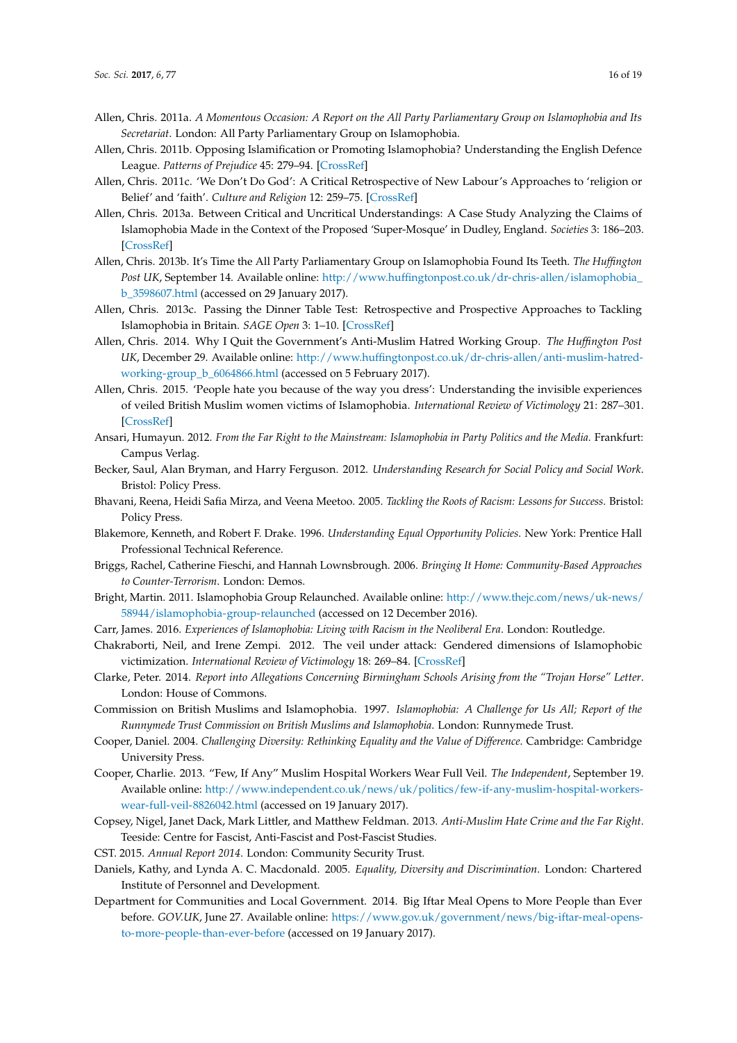Allen, Chris. 2011a. *A Momentous Occasion: A Report on the All Party Parliamentary Group on Islamophobia and Its Secretariat*. London: All Party Parliamentary Group on Islamophobia.

Allen, Chris. 2011b. Opposing Islamification or Promoting Islamophobia? Understanding the English Defence League. *Patterns of Prejudice* 45: 279–94. [CrossRef]

Allen, Chris. 2011c. 'We Don't Do God': A Critical Retrospective of New Labour's Approaches to 'religion or Belief' and 'faith'. *Culture and Religion* 12: 259–75. [CrossRef]

Allen, Chris. 2013a. Between Critical and Uncritical Understandings: A Case Study Analyzing the Claims of Islamophobia Made in the Context of the Proposed 'Super-Mosque' in Dudley, England. *Societies* 3: 186–203. [CrossRef]

Allen, Chris. 2013b. It's Time the All Party Parliamentary Group on Islamophobia Found Its Teeth. *The Huffington Post UK*, September 14. Available online: http://www.huffingtonpost.co.uk/dr-chris-allen/islamophobia_b_3598607.html (accessed on 29 January 2017).

Allen, Chris. 2013c. Passing the Dinner Table Test: Retrospective and Prospective Approaches to Tackling Islamophobia in Britain. *SAGE Open* 3: 1–10. [CrossRef]

Allen, Chris. 2014. Why I Quit the Government's Anti-Muslim Hatred Working Group. *The Huffington Post UK*, December 29. Available online: http://www.huffingtonpost.co.uk/dr-chris-allen/anti-muslim-hatred-working-group_b_6064866.html (accessed on 5 February 2017).

Allen, Chris. 2015. 'People hate you because of the way you dress': Understanding the invisible experiences of veiled British Muslim women victims of Islamophobia. *International Review of Victimology* 21: 287–301. [CrossRef]

Ansari, Humayun. 2012. *From the Far Right to the Mainstream: Islamophobia in Party Politics and the Media*. Frankfurt: Campus Verlag.

Becker, Saul, Alan Bryman, and Harry Ferguson. 2012. *Understanding Research for Social Policy and Social Work*. Bristol: Policy Press.

Bhavani, Reena, Heidi Safia Mirza, and Veena Meetoo. 2005. *Tackling the Roots of Racism: Lessons for Success*. Bristol: Policy Press.

Blakemore, Kenneth, and Robert F. Drake. 1996. *Understanding Equal Opportunity Policies*. New York: Prentice Hall Professional Technical Reference.

Briggs, Rachel, Catherine Fieschi, and Hannah Lownsbrough. 2006. *Bringing It Home: Community-Based Approaches to Counter-Terrorism*. London: Demos.

Bright, Martin. 2011. Islamophobia Group Relaunched. Available online: http://www.thejc.com/news/uk-news/58944/islamophobia-group-relaunched (accessed on 12 December 2016).

Carr, James. 2016. *Experiences of Islamophobia: Living with Racism in the Neoliberal Era*. London: Routledge.

Chakraborti, Neil, and Irene Zempi. 2012. The veil under attack: Gendered dimensions of Islamophobic victimization. *International Review of Victimology* 18: 269–84. [CrossRef]

Clarke, Peter. 2014. *Report into Allegations Concerning Birmingham Schools Arising from the "Trojan Horse" Letter*. London: House of Commons.

Commission on British Muslims and Islamophobia. 1997. *Islamophobia: A Challenge for Us All; Report of the Runnymede Trust Commission on British Muslims and Islamophobia*. London: Runnymede Trust.

Cooper, Daniel. 2004. *Challenging Diversity: Rethinking Equality and the Value of Difference*. Cambridge: Cambridge University Press.

Cooper, Charlie. 2013. "Few, If Any" Muslim Hospital Workers Wear Full Veil. *The Independent*, September 19. Available online: http://www.independent.co.uk/news/uk/politics/few-if-any-muslim-hospital-workers-wear-full-veil-8826042.html (accessed on 19 January 2017).

Copsey, Nigel, Janet Dack, Mark Littler, and Matthew Feldman. 2013. *Anti-Muslim Hate Crime and the Far Right*. Teeside: Centre for Fascist, Anti-Fascist and Post-Fascist Studies.

CST. 2015. *Annual Report 2014*. London: Community Security Trust.

Daniels, Kathy, and Lynda A. C. Macdonald. 2005. *Equality, Diversity and Discrimination*. London: Chartered Institute of Personnel and Development.

Department for Communities and Local Government. 2014. Big Iftar Meal Opens to More People than Ever before. *GOV.UK*, June 27. Available online: https://www.gov.uk/government/news/big-iftar-meal-opens-to-more-people-than-ever-before (accessed on 19 January 2017).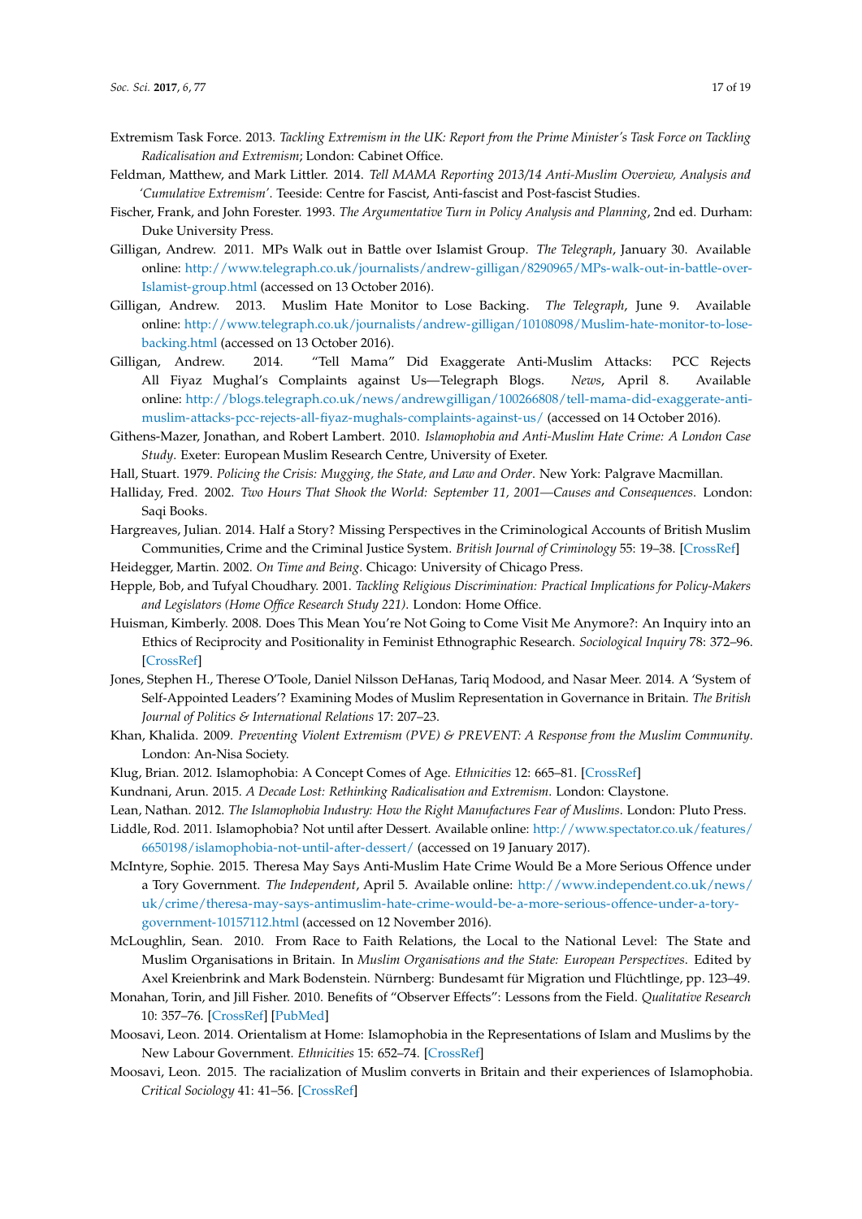Extremism Task Force. 2013. *Tackling Extremism in the UK: Report from the Prime Minister's Task Force on Tackling Radicalisation and Extremism*; London: Cabinet Office.

Feldman, Matthew, and Mark Littler. 2014. *Tell MAMA Reporting 2013/14 Anti-Muslim Overview, Analysis and 'Cumulative Extremism'*. Teeside: Centre for Fascist, Anti-fascist and Post-fascist Studies.

Fischer, Frank, and John Forester. 1993. *The Argumentative Turn in Policy Analysis and Planning*, 2nd ed. Durham: Duke University Press.

Gilligan, Andrew. 2011. MPs Walk out in Battle over Islamist Group. *The Telegraph*, January 30. Available online: http://www.telegraph.co.uk/journalists/andrew-gilligan/8290965/MPs-walk-out-in-battle-over-Islamist-group.html (accessed on 13 October 2016).

Gilligan, Andrew. 2013. Muslim Hate Monitor to Lose Backing. *The Telegraph*, June 9. Available online: http://www.telegraph.co.uk/journalists/andrew-gilligan/10108098/Muslim-hate-monitor-to-lose-backing.html (accessed on 13 October 2016).

Gilligan, Andrew. 2014. "Tell Mama" Did Exaggerate Anti-Muslim Attacks: PCC Rejects All Fiyaz Mughal's Complaints against Us—Telegraph Blogs. *News*, April 8. Available online: http://blogs.telegraph.co.uk/news/andrewgilligan/100266808/tell-mama-did-exaggerate-anti-muslim-attacks-pcc-rejects-all-fiyaz-mughals-complaints-against-us/ (accessed on 14 October 2016).

Githens-Mazer, Jonathan, and Robert Lambert. 2010. *Islamophobia and Anti-Muslim Hate Crime: A London Case Study*. Exeter: European Muslim Research Centre, University of Exeter.

Hall, Stuart. 1979. *Policing the Crisis: Mugging, the State, and Law and Order*. New York: Palgrave Macmillan.

Halliday, Fred. 2002. *Two Hours That Shook the World: September 11, 2001—Causes and Consequences*. London: Saqi Books.

Hargreaves, Julian. 2014. Half a Story? Missing Perspectives in the Criminological Accounts of British Muslim Communities, Crime and the Criminal Justice System. *British Journal of Criminology* 55: 19–38. [CrossRef]

Heidegger, Martin. 2002. *On Time and Being*. Chicago: University of Chicago Press.

Hepple, Bob, and Tufyal Choudhary. 2001. *Tackling Religious Discrimination: Practical Implications for Policy-Makers and Legislators (Home Office Research Study 221)*. London: Home Office.

Huisman, Kimberly. 2008. Does This Mean You're Not Going to Come Visit Me Anymore?: An Inquiry into an Ethics of Reciprocity and Positionality in Feminist Ethnographic Research. *Sociological Inquiry* 78: 372–96. [CrossRef]

Jones, Stephen H., Therese O'Toole, Daniel Nilsson DeHanas, Tariq Modood, and Nasar Meer. 2014. A 'System of Self-Appointed Leaders'? Examining Modes of Muslim Representation in Governance in Britain. *The British Journal of Politics & International Relations* 17: 207–23.

Khan, Khalida. 2009. *Preventing Violent Extremism (PVE) & PREVENT: A Response from the Muslim Community*. London: An-Nisa Society.

Klug, Brian. 2012. Islamophobia: A Concept Comes of Age. *Ethnicities* 12: 665–81. [CrossRef]

Kundnani, Arun. 2015. *A Decade Lost: Rethinking Radicalisation and Extremism*. London: Claystone.

Lean, Nathan. 2012. *The Islamophobia Industry: How the Right Manufactures Fear of Muslims*. London: Pluto Press.

Liddle, Rod. 2011. Islamophobia? Not until after Dessert. Available online: http://www.spectator.co.uk/features/6650198/islamophobia-not-until-after-dessert/ (accessed on 19 January 2017).

McIntyre, Sophie. 2015. Theresa May Says Anti-Muslim Hate Crime Would Be a More Serious Offence under a Tory Government. *The Independent*, April 5. Available online: http://www.independent.co.uk/news/uk/crime/theresa-may-says-antimuslim-hate-crime-would-be-a-more-serious-offence-under-a-tory-government-10157112.html (accessed on 12 November 2016).

McLoughlin, Sean. 2010. From Race to Faith Relations, the Local to the National Level: The State and Muslim Organisations in Britain. In *Muslim Organisations and the State: European Perspectives*. Edited by Axel Kreienbrink and Mark Bodenstein. Nürnberg: Bundesamt für Migration und Flüchtlinge, pp. 123–49.

Monahan, Torin, and Jill Fisher. 2010. Benefits of "Observer Effects": Lessons from the Field. *Qualitative Research* 10: 357–76. [CrossRef] [PubMed]

Moosavi, Leon. 2014. Orientalism at Home: Islamophobia in the Representations of Islam and Muslims by the New Labour Government. *Ethnicities* 15: 652–74. [CrossRef]

Moosavi, Leon. 2015. The racialization of Muslim converts in Britain and their experiences of Islamophobia. *Critical Sociology* 41: 41–56. [CrossRef]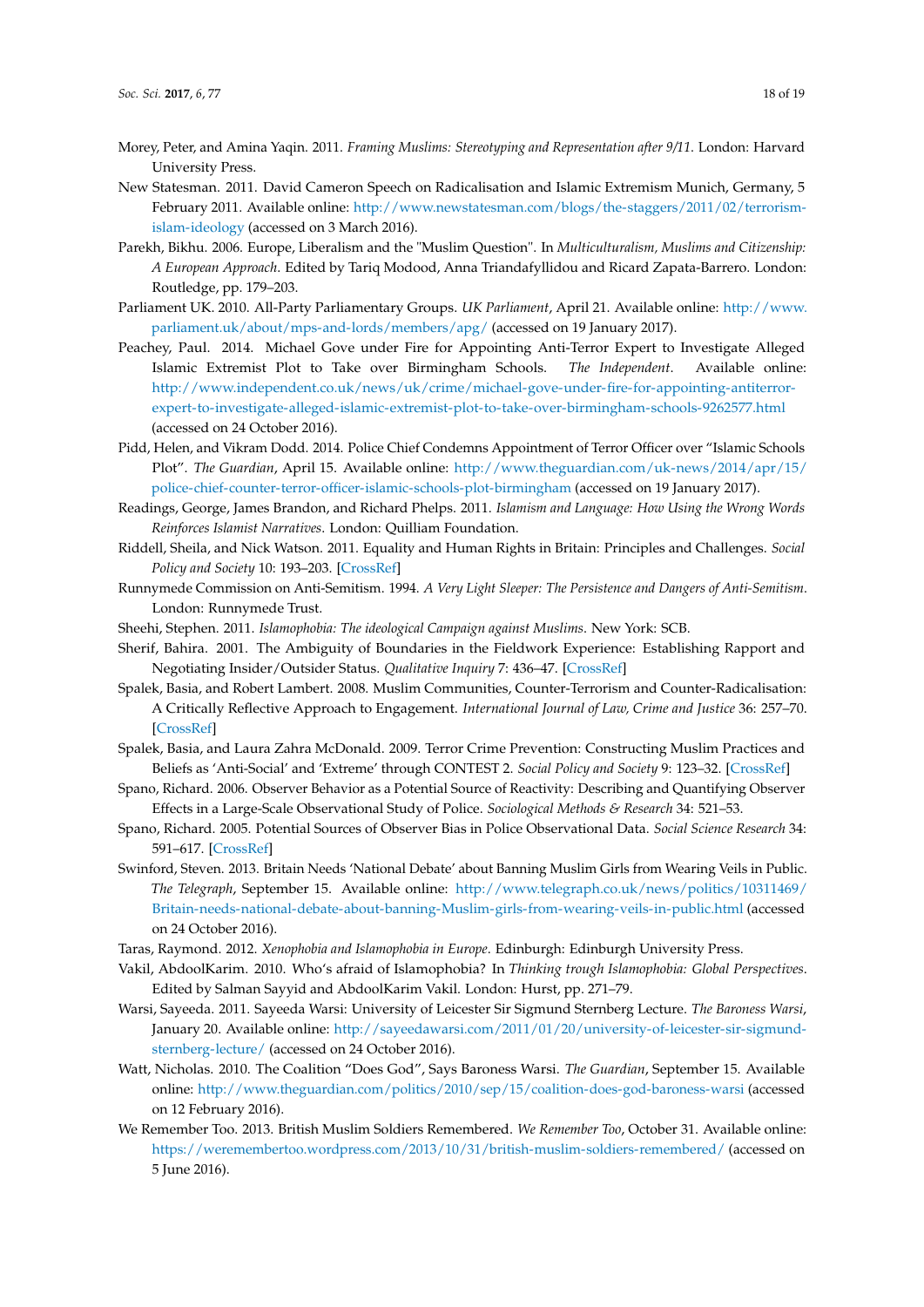Morey, Peter, and Amina Yaqin. 2011. *Framing Muslims: Stereotyping and Representation after 9/11*. London: Harvard University Press.

New Statesman. 2011. David Cameron Speech on Radicalisation and Islamic Extremism Munich, Germany, 5 February 2011. Available online: http://www.newstatesman.com/blogs/the-staggers/2011/02/terrorism-islam-ideology (accessed on 3 March 2016).

Parekh, Bikhu. 2006. Europe, Liberalism and the "Muslim Question". In *Multiculturalism, Muslims and Citizenship: A European Approach*. Edited by Tariq Modood, Anna Triandafyllidou and Ricard Zapata-Barrero. London: Routledge, pp. 179–203.

Parliament UK. 2010. All-Party Parliamentary Groups. *UK Parliament*, April 21. Available online: http://www.parliament.uk/about/mps-and-lords/members/apg/ (accessed on 19 January 2017).

Peachey, Paul. 2014. Michael Gove under Fire for Appointing Anti-Terror Expert to Investigate Alleged Islamic Extremist Plot to Take over Birmingham Schools. *The Independent*. Available online: http://www.independent.co.uk/news/uk/crime/michael-gove-under-fire-for-appointing-antiterror-expert-to-investigate-alleged-islamic-extremist-plot-to-take-over-birmingham-schools-9262577.html (accessed on 24 October 2016).

Pidd, Helen, and Vikram Dodd. 2014. Police Chief Condemns Appointment of Terror Officer over "Islamic Schools Plot". *The Guardian*, April 15. Available online: http://www.theguardian.com/uk-news/2014/apr/15/police-chief-counter-terror-officer-islamic-schools-plot-birmingham (accessed on 19 January 2017).

Readings, George, James Brandon, and Richard Phelps. 2011. *Islamism and Language: How Using the Wrong Words Reinforces Islamist Narratives*. London: Quilliam Foundation.

Riddell, Sheila, and Nick Watson. 2011. Equality and Human Rights in Britain: Principles and Challenges. *Social Policy and Society* 10: 193–203. [CrossRef]

Runnymede Commission on Anti-Semitism. 1994. *A Very Light Sleeper: The Persistence and Dangers of Anti-Semitism*. London: Runnymede Trust.

Sheehi, Stephen. 2011. *Islamophobia: The ideological Campaign against Muslims*. New York: SCB.

Sherif, Bahira. 2001. The Ambiguity of Boundaries in the Fieldwork Experience: Establishing Rapport and Negotiating Insider/Outsider Status. *Qualitative Inquiry* 7: 436–47. [CrossRef]

Spalek, Basia, and Robert Lambert. 2008. Muslim Communities, Counter-Terrorism and Counter-Radicalisation: A Critically Reflective Approach to Engagement. *International Journal of Law, Crime and Justice* 36: 257–70. [CrossRef]

Spalek, Basia, and Laura Zahra McDonald. 2009. Terror Crime Prevention: Constructing Muslim Practices and Beliefs as 'Anti-Social' and 'Extreme' through CONTEST 2. *Social Policy and Society* 9: 123–32. [CrossRef]

Spano, Richard. 2006. Observer Behavior as a Potential Source of Reactivity: Describing and Quantifying Observer Effects in a Large-Scale Observational Study of Police. *Sociological Methods & Research* 34: 521–53.

Spano, Richard. 2005. Potential Sources of Observer Bias in Police Observational Data. *Social Science Research* 34: 591–617. [CrossRef]

Swinford, Steven. 2013. Britain Needs 'National Debate' about Banning Muslim Girls from Wearing Veils in Public. *The Telegraph*, September 15. Available online: http://www.telegraph.co.uk/news/politics/10311469/Britain-needs-national-debate-about-banning-Muslim-girls-from-wearing-veils-in-public.html (accessed on 24 October 2016).

Taras, Raymond. 2012. *Xenophobia and Islamophobia in Europe*. Edinburgh: Edinburgh University Press.

Vakil, AbdoolKarim. 2010. Who's afraid of Islamophobia? In *Thinking trough Islamophobia: Global Perspectives*. Edited by Salman Sayyid and AbdoolKarim Vakil. London: Hurst, pp. 271–79.

Warsi, Sayeeda. 2011. Sayeeda Warsi: University of Leicester Sir Sigmund Sternberg Lecture. *The Baroness Warsi*, January 20. Available online: http://sayeedawarsi.com/2011/01/20/university-of-leicester-sir-sigmund-sternberg-lecture/ (accessed on 24 October 2016).

Watt, Nicholas. 2010. The Coalition "Does God", Says Baroness Warsi. *The Guardian*, September 15. Available online: http://www.theguardian.com/politics/2010/sep/15/coalition-does-god-baroness-warsi (accessed on 12 February 2016).

We Remember Too. 2013. British Muslim Soldiers Remembered. *We Remember Too*, October 31. Available online: https://weremembertoo.wordpress.com/2013/10/31/british-muslim-soldiers-remembered/ (accessed on 5 June 2016).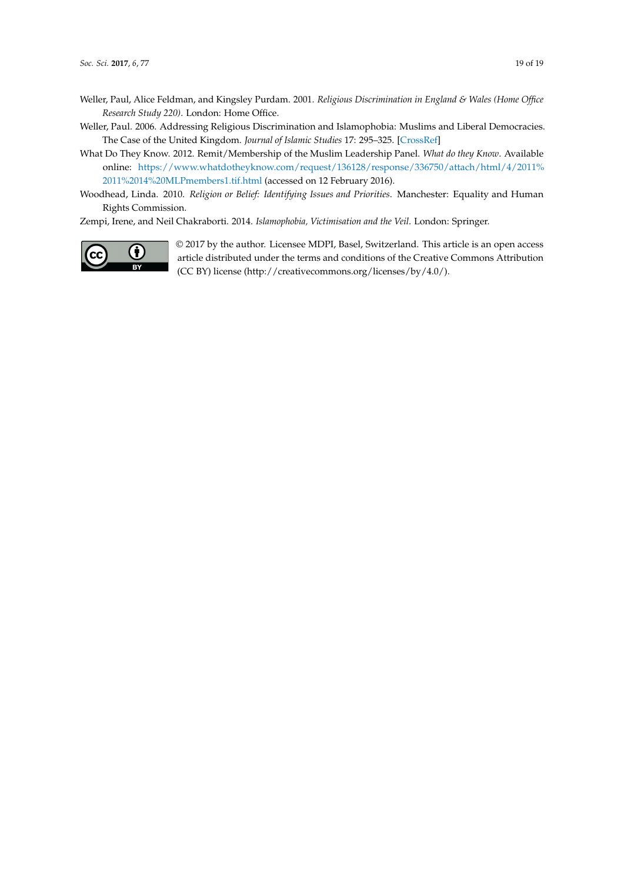Weller, Paul, Alice Feldman, and Kingsley Purdam. 2001. *Religious Discrimination in England & Wales (Home Office Research Study 220)*. London: Home Office.

Weller, Paul. 2006. Addressing Religious Discrimination and Islamophobia: Muslims and Liberal Democracies. The Case of the United Kingdom. *Journal of Islamic Studies* 17: 295–325. [CrossRef]

What Do They Know. 2012. Remit/Membership of the Muslim Leadership Panel. *What do they Know*. Available online: https://www.whatdotheyknow.com/request/136128/response/336750/attach/html/4/2011%2011%2014%20MLPmembers1.tif.html (accessed on 12 February 2016).

Woodhead, Linda. 2010. *Religion or Belief: Identifying Issues and Priorities*. Manchester: Equality and Human Rights Commission.

Zempi, Irene, and Neil Chakraborti. 2014. *Islamophobia, Victimisation and the Veil*. London: Springer.

© 2017 by the author. Licensee MDPI, Basel, Switzerland. This article is an open access article distributed under the terms and conditions of the Creative Commons Attribution (CC BY) license (http://creativecommons.org/licenses/by/4.0/).